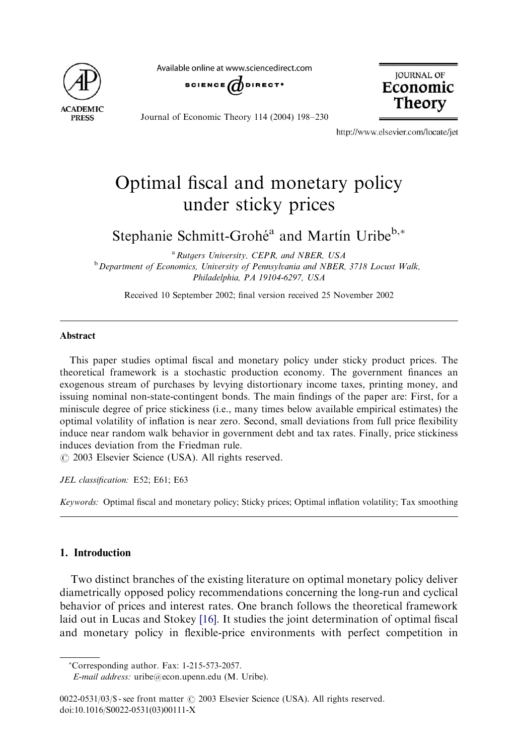# Optimal fiscal and monetary policy under sticky prices

Stephanie Schmitt-Grohé[a] and Martín Uribe[b,*]

[a] Rutgers University, CEPR, and NBER, USA

[b] Department of Economics, University of Pennsylvania and NBER, 3718 Locust Walk, Philadelphia, PA 19104-6297, USA

Received 10 September 2002; final version received 25 November 2002

## Abstract

This paper studies optimal fiscal and monetary policy under sticky product prices. The theoretical framework is a stochastic production economy. The government finances an exogenous stream of purchases by levying distortionary income taxes, printing money, and issuing nominal non-state-contingent bonds. The main findings of the paper are: First, for a miniscule degree of price stickiness (i.e., many times below available empirical estimates) the optimal volatility of inflation is near zero. Second, small deviations from full price flexibility induce near random walk behavior in government debt and tax rates. Finally, price stickiness induces deviation from the Friedman rule.

© 2003 Elsevier Science (USA). All rights reserved.

*JEL classification:* E52; E61; E63

*Keywords:* Optimal fiscal and monetary policy; Sticky prices; Optimal inflation volatility; Tax smoothing

## 1. Introduction

Two distinct branches of the existing literature on optimal monetary policy deliver diametrically opposed policy recommendations concerning the long-run and cyclical behavior of prices and interest rates. One branch follows the theoretical framework laid out in Lucas and Stokey [16]. It studies the joint determination of optimal fiscal and monetary policy in flexible-price environments with perfect competition in

*Corresponding author. Fax: 1-215-573-2057.
*E-mail address:* uribe@econ.upenn.edu (M. Uribe).

0022-0531/03/$ - see front matter © 2003 Elsevier Science (USA). All rights reserved.
doi:10.1016/S0022-0531(03)00111-X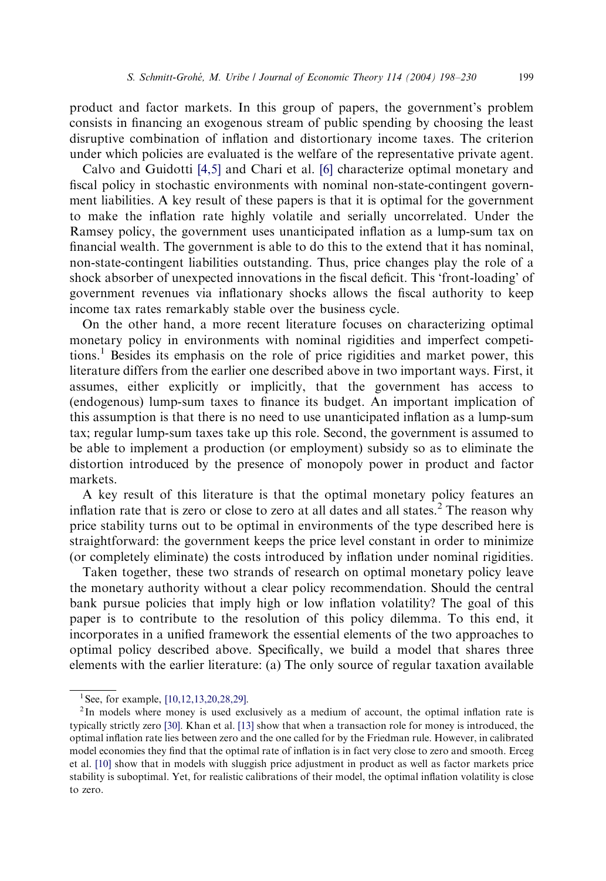product and factor markets. In this group of papers, the government's problem consists in financing an exogenous stream of public spending by choosing the least disruptive combination of inflation and distortionary income taxes. The criterion under which policies are evaluated is the welfare of the representative private agent.

Calvo and Guidotti [4,5] and Chari et al. [6] characterize optimal monetary and fiscal policy in stochastic environments with nominal non-state-contingent government liabilities. A key result of these papers is that it is optimal for the government to make the inflation rate highly volatile and serially uncorrelated. Under the Ramsey policy, the government uses unanticipated inflation as a lump-sum tax on financial wealth. The government is able to do this to the extend that it has nominal, non-state-contingent liabilities outstanding. Thus, price changes play the role of a shock absorber of unexpected innovations in the fiscal deficit. This 'front-loading' of government revenues via inflationary shocks allows the fiscal authority to keep income tax rates remarkably stable over the business cycle.

On the other hand, a more recent literature focuses on characterizing optimal monetary policy in environments with nominal rigidities and imperfect competitions.[1] Besides its emphasis on the role of price rigidities and market power, this literature differs from the earlier one described above in two important ways. First, it assumes, either explicitly or implicitly, that the government has access to (endogenous) lump-sum taxes to finance its budget. An important implication of this assumption is that there is no need to use unanticipated inflation as a lump-sum tax; regular lump-sum taxes take up this role. Second, the government is assumed to be able to implement a production (or employment) subsidy so as to eliminate the distortion introduced by the presence of monopoly power in product and factor markets.

A key result of this literature is that the optimal monetary policy features an inflation rate that is zero or close to zero at all dates and all states.[2] The reason why price stability turns out to be optimal in environments of the type described here is straightforward: the government keeps the price level constant in order to minimize (or completely eliminate) the costs introduced by inflation under nominal rigidities.

Taken together, these two strands of research on optimal monetary policy leave the monetary authority without a clear policy recommendation. Should the central bank pursue policies that imply high or low inflation volatility? The goal of this paper is to contribute to the resolution of this policy dilemma. To this end, it incorporates in a unified framework the essential elements of the two approaches to optimal policy described above. Specifically, we build a model that shares three elements with the earlier literature: (a) The only source of regular taxation available

[1] See, for example, [10,12,13,20,28,29].

[2] In models where money is used exclusively as a medium of account, the optimal inflation rate is typically strictly zero [30]. Khan et al. [13] show that when a transaction role for money is introduced, the optimal inflation rate lies between zero and the one called for by the Friedman rule. However, in calibrated model economies they find that the optimal rate of inflation is in fact very close to zero and smooth. Erceg et al. [10] show that in models with sluggish price adjustment in product as well as factor markets price stability is suboptimal. Yet, for realistic calibrations of their model, the optimal inflation volatility is close to zero.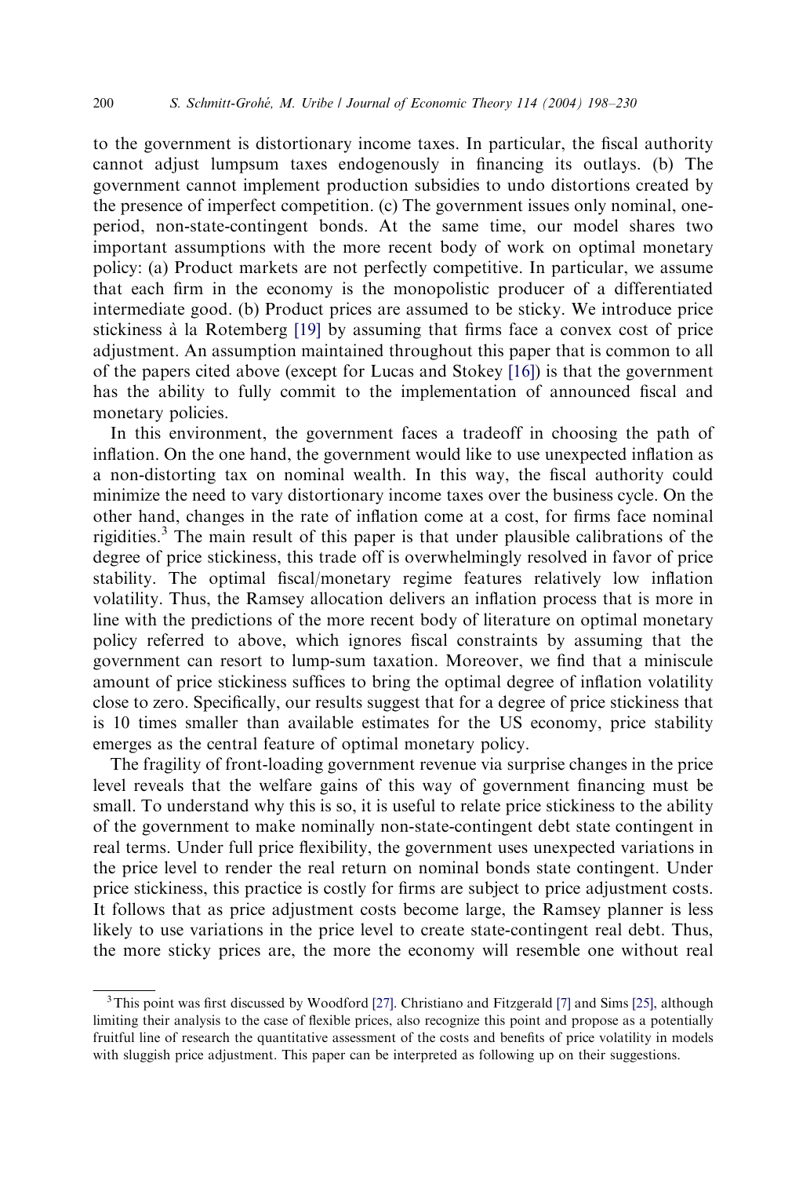to the government is distortionary income taxes. In particular, the fiscal authority cannot adjust lumpsum taxes endogenously in financing its outlays. (b) The government cannot implement production subsidies to undo distortions created by the presence of imperfect competition. (c) The government issues only nominal, one-period, non-state-contingent bonds. At the same time, our model shares two important assumptions with the more recent body of work on optimal monetary policy: (a) Product markets are not perfectly competitive. In particular, we assume that each firm in the economy is the monopolistic producer of a differentiated intermediate good. (b) Product prices are assumed to be sticky. We introduce price stickiness à la Rotemberg [19] by assuming that firms face a convex cost of price adjustment. An assumption maintained throughout this paper that is common to all of the papers cited above (except for Lucas and Stokey [16]) is that the government has the ability to fully commit to the implementation of announced fiscal and monetary policies.

In this environment, the government faces a tradeoff in choosing the path of inflation. On the one hand, the government would like to use unexpected inflation as a non-distorting tax on nominal wealth. In this way, the fiscal authority could minimize the need to vary distortionary income taxes over the business cycle. On the other hand, changes in the rate of inflation come at a cost, for firms face nominal rigidities.[3] The main result of this paper is that under plausible calibrations of the degree of price stickiness, this trade off is overwhelmingly resolved in favor of price stability. The optimal fiscal/monetary regime features relatively low inflation volatility. Thus, the Ramsey allocation delivers an inflation process that is more in line with the predictions of the more recent body of literature on optimal monetary policy referred to above, which ignores fiscal constraints by assuming that the government can resort to lump-sum taxation. Moreover, we find that a miniscule amount of price stickiness suffices to bring the optimal degree of inflation volatility close to zero. Specifically, our results suggest that for a degree of price stickiness that is 10 times smaller than available estimates for the US economy, price stability emerges as the central feature of optimal monetary policy.

The fragility of front-loading government revenue via surprise changes in the price level reveals that the welfare gains of this way of government financing must be small. To understand why this is so, it is useful to relate price stickiness to the ability of the government to make nominally non-state-contingent debt state contingent in real terms. Under full price flexibility, the government uses unexpected variations in the price level to render the real return on nominal bonds state contingent. Under price stickiness, this practice is costly for firms are subject to price adjustment costs. It follows that as price adjustment costs become large, the Ramsey planner is less likely to use variations in the price level to create state-contingent real debt. Thus, the more sticky prices are, the more the economy will resemble one without real

[3] This point was first discussed by Woodford [27]. Christiano and Fitzgerald [7] and Sims [25], although limiting their analysis to the case of flexible prices, also recognize this point and propose as a potentially fruitful line of research the quantitative assessment of the costs and benefits of price volatility in models with sluggish price adjustment. This paper can be interpreted as following up on their suggestions.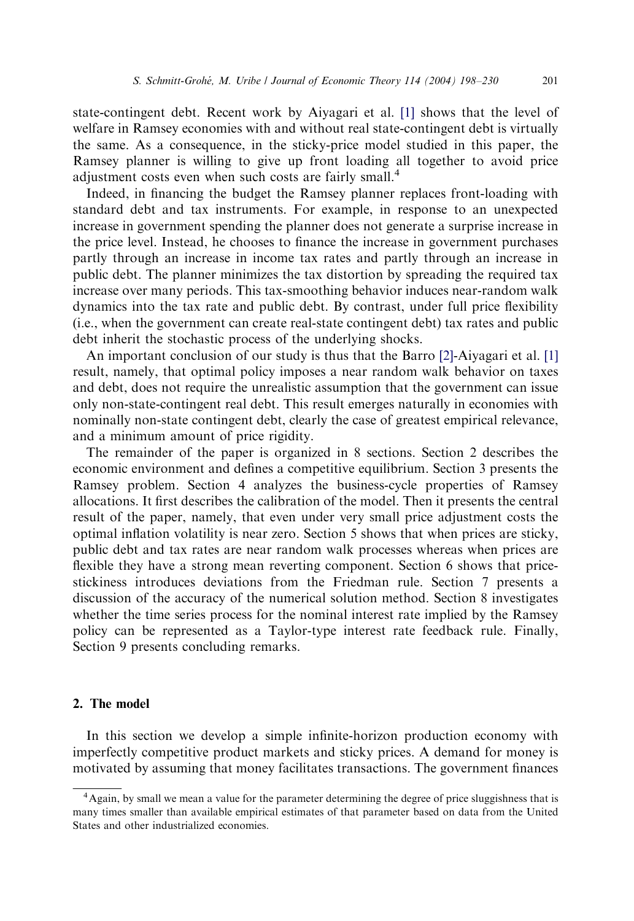state-contingent debt. Recent work by Aiyagari et al. [1] shows that the level of welfare in Ramsey economies with and without real state-contingent debt is virtually the same. As a consequence, in the sticky-price model studied in this paper, the Ramsey planner is willing to give up front loading all together to avoid price adjustment costs even when such costs are fairly small.[4]

Indeed, in financing the budget the Ramsey planner replaces front-loading with standard debt and tax instruments. For example, in response to an unexpected increase in government spending the planner does not generate a surprise increase in the price level. Instead, he chooses to finance the increase in government purchases partly through an increase in income tax rates and partly through an increase in public debt. The planner minimizes the tax distortion by spreading the required tax increase over many periods. This tax-smoothing behavior induces near-random walk dynamics into the tax rate and public debt. By contrast, under full price flexibility (i.e., when the government can create real-state contingent debt) tax rates and public debt inherit the stochastic process of the underlying shocks.

An important conclusion of our study is thus that the Barro [2]-Aiyagari et al. [1] result, namely, that optimal policy imposes a near random walk behavior on taxes and debt, does not require the unrealistic assumption that the government can issue only non-state-contingent real debt. This result emerges naturally in economies with nominally non-state contingent debt, clearly the case of greatest empirical relevance, and a minimum amount of price rigidity.

The remainder of the paper is organized in 8 sections. Section 2 describes the economic environment and defines a competitive equilibrium. Section 3 presents the Ramsey problem. Section 4 analyzes the business-cycle properties of Ramsey allocations. It first describes the calibration of the model. Then it presents the central result of the paper, namely, that even under very small price adjustment costs the optimal inflation volatility is near zero. Section 5 shows that when prices are sticky, public debt and tax rates are near random walk processes whereas when prices are flexible they have a strong mean reverting component. Section 6 shows that price-stickiness introduces deviations from the Friedman rule. Section 7 presents a discussion of the accuracy of the numerical solution method. Section 8 investigates whether the time series process for the nominal interest rate implied by the Ramsey policy can be represented as a Taylor-type interest rate feedback rule. Finally, Section 9 presents concluding remarks.

## 2. The model

In this section we develop a simple infinite-horizon production economy with imperfectly competitive product markets and sticky prices. A demand for money is motivated by assuming that money facilitates transactions. The government finances

[4] Again, by small we mean a value for the parameter determining the degree of price sluggishness that is many times smaller than available empirical estimates of that parameter based on data from the United States and other industrialized economies.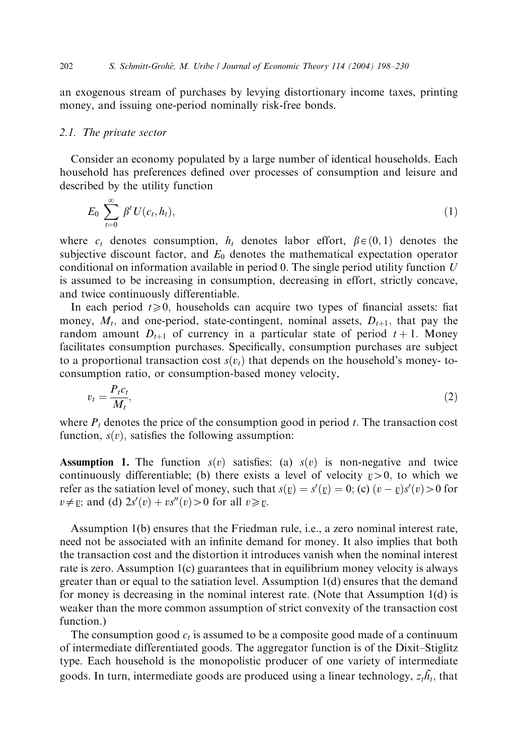an exogenous stream of purchases by levying distortionary income taxes, printing money, and issuing one-period nominally risk-free bonds.

### 2.1. The private sector

Consider an economy populated by a large number of identical households. Each household has preferences defined over processes of consumption and leisure and described by the utility function

$$E_0 \sum_{t=0}^{\infty} \beta^t U(c_t, h_t), \tag{1}$$

where $c_t$ denotes consumption, $h_t$ denotes labor effort, $\beta \in (0,1)$ denotes the subjective discount factor, and $E_0$ denotes the mathematical expectation operator conditional on information available in period 0. The single period utility function $U$ is assumed to be increasing in consumption, decreasing in effort, strictly concave, and twice continuously differentiable.

In each period $t \geqslant 0$, households can acquire two types of financial assets: fiat money, $M_t$, and one-period, state-contingent, nominal assets, $D_{t+1}$, that pay the random amount $D_{t+1}$ of currency in a particular state of period $t+1$. Money facilitates consumption purchases. Specifically, consumption purchases are subject to a proportional transaction cost $s(v_t)$ that depends on the household's money- to-consumption ratio, or consumption-based money velocity,

$$v_t = \frac{P_t c_t}{M_t}, \tag{2}$$

where $P_t$ denotes the price of the consumption good in period $t$. The transaction cost function, $s(v)$, satisfies the following assumption:

**Assumption 1.** The function $s(v)$ satisfies: (a) $s(v)$ is non-negative and twice continuously differentiable; (b) there exists a level of velocity $\underline{v} > 0$, to which we refer as the satiation level of money, such that $s(\underline{v}) = s'(\underline{v}) = 0$; (c) $(v - \underline{v})s'(v) > 0$ for $v \neq \underline{v}$; and (d) $2s'(v) + vs''(v) > 0$ for all $v \geqslant \underline{v}$.

Assumption 1(b) ensures that the Friedman rule, i.e., a zero nominal interest rate, need not be associated with an infinite demand for money. It also implies that both the transaction cost and the distortion it introduces vanish when the nominal interest rate is zero. Assumption 1(c) guarantees that in equilibrium money velocity is always greater than or equal to the satiation level. Assumption 1(d) ensures that the demand for money is decreasing in the nominal interest rate. (Note that Assumption 1(d) is weaker than the more common assumption of strict convexity of the transaction cost function.)

The consumption good $c_t$ is assumed to be a composite good made of a continuum of intermediate differentiated goods. The aggregator function is of the Dixit–Stiglitz type. Each household is the monopolistic producer of one variety of intermediate goods. In turn, intermediate goods are produced using a linear technology, $z_t \tilde{h}_t$, that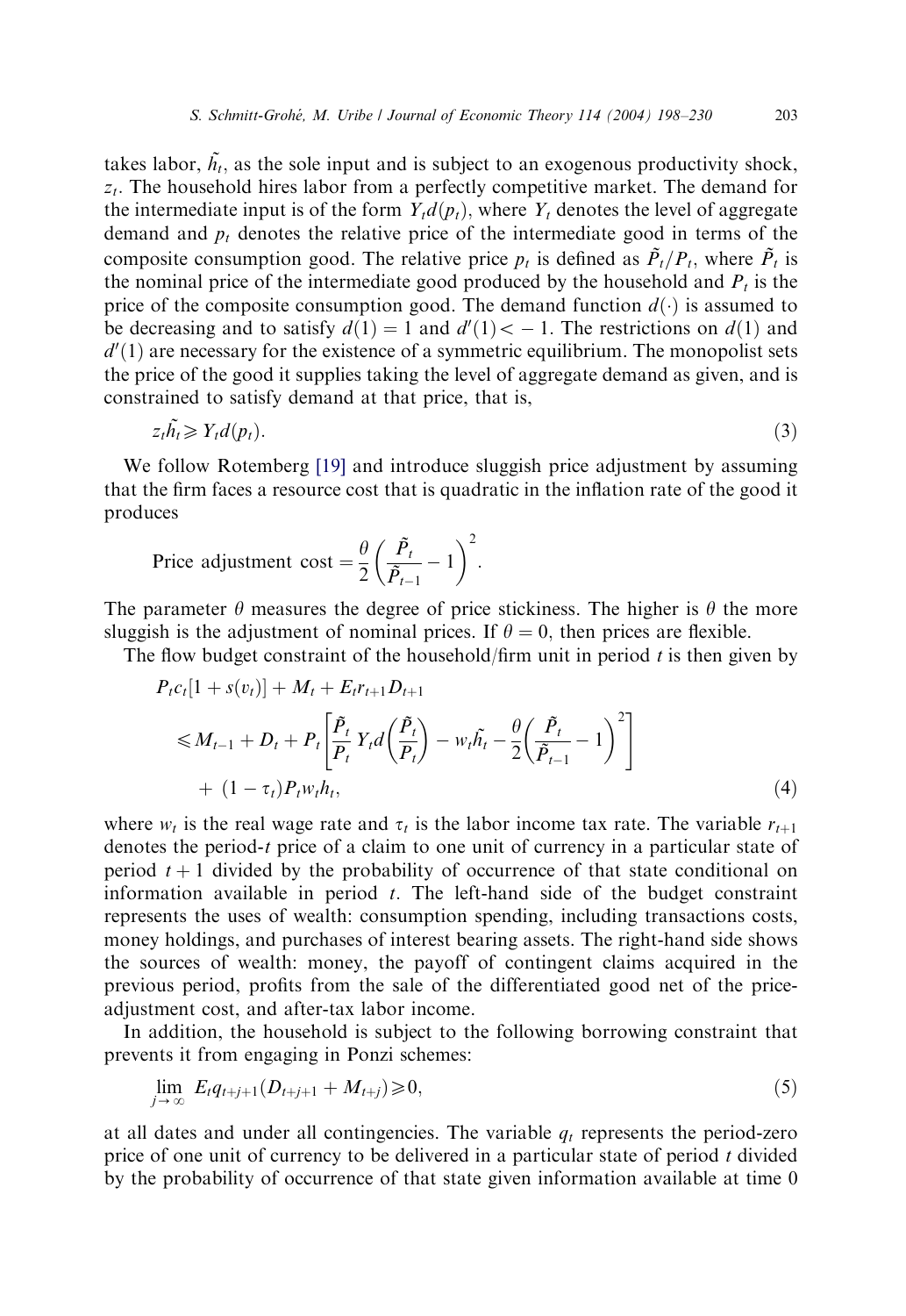takes labor, $\tilde{h}_t$, as the sole input and is subject to an exogenous productivity shock, $z_t$. The household hires labor from a perfectly competitive market. The demand for the intermediate input is of the form $Y_t d(p_t)$, where $Y_t$ denotes the level of aggregate demand and $p_t$ denotes the relative price of the intermediate good in terms of the composite consumption good. The relative price $p_t$ is defined as $\tilde{P}_t/P_t$, where $\tilde{P}_t$ is the nominal price of the intermediate good produced by the household and $P_t$ is the price of the composite consumption good. The demand function $d(\cdot)$ is assumed to be decreasing and to satisfy $d(1) = 1$ and $d'(1) < -1$. The restrictions on $d(1)$ and $d'(1)$ are necessary for the existence of a symmetric equilibrium. The monopolist sets the price of the good it supplies taking the level of aggregate demand as given, and is constrained to satisfy demand at that price, that is,

$$z_t \tilde{h}_t \geqslant Y_t d(p_t). \tag{3}$$

We follow Rotemberg [19] and introduce sluggish price adjustment by assuming that the firm faces a resource cost that is quadratic in the inflation rate of the good it produces

$$\text{Price adjustment cost} = \frac{\theta}{2}\left(\frac{\tilde{P}_t}{\tilde{P}_{t-1}} - 1\right)^2.$$

The parameter $\theta$ measures the degree of price stickiness. The higher is $\theta$ the more sluggish is the adjustment of nominal prices. If $\theta = 0$, then prices are flexible.

The flow budget constraint of the household/firm unit in period $t$ is then given by

$$\begin{aligned}
&P_t c_t[1 + s(v_t)] + M_t + E_t r_{t+1} D_{t+1} \\
&\quad \leqslant M_{t-1} + D_t + P_t\left[\frac{\tilde{P}_t}{P_t} Y_t d\left(\frac{\tilde{P}_t}{P_t}\right) - w_t \tilde{h}_t - \frac{\theta}{2}\left(\frac{\tilde{P}_t}{\tilde{P}_{t-1}} - 1\right)^2\right] \\
&\qquad + (1 - \tau_t) P_t w_t h_t,
\end{aligned} \tag{4}$$

where $w_t$ is the real wage rate and $\tau_t$ is the labor income tax rate. The variable $r_{t+1}$ denotes the period-$t$ price of a claim to one unit of currency in a particular state of period $t+1$ divided by the probability of occurrence of that state conditional on information available in period $t$. The left-hand side of the budget constraint represents the uses of wealth: consumption spending, including transactions costs, money holdings, and purchases of interest bearing assets. The right-hand side shows the sources of wealth: money, the payoff of contingent claims acquired in the previous period, profits from the sale of the differentiated good net of the price-adjustment cost, and after-tax labor income.

In addition, the household is subject to the following borrowing constraint that prevents it from engaging in Ponzi schemes:

$$\lim_{j \to \infty} E_t q_{t+j+1}(D_{t+j+1} + M_{t+j}) \geqslant 0, \tag{5}$$

at all dates and under all contingencies. The variable $q_t$ represents the period-zero price of one unit of currency to be delivered in a particular state of period $t$ divided by the probability of occurrence of that state given information available at time 0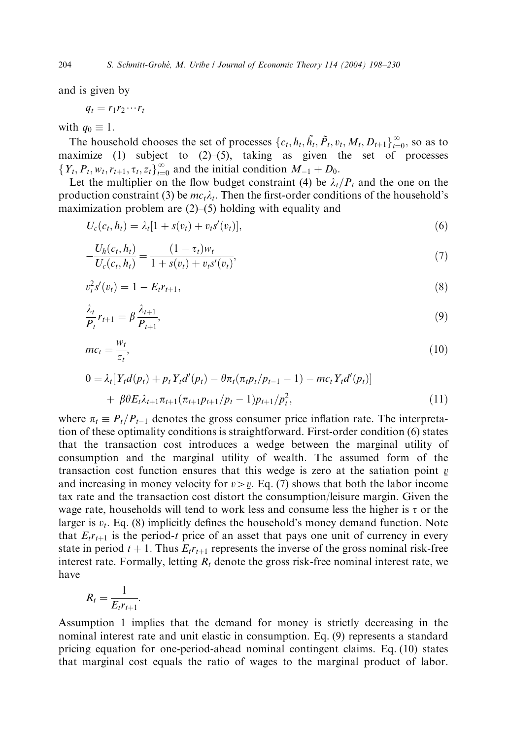and is given by

$$q_t = r_1 r_2 \cdots r_t$$

with $q_0 \equiv 1$.

The household chooses the set of processes $\{c_t, h_t, \tilde{h}_t, \tilde{P}_t, v_t, M_t, D_{t+1}\}_{t=0}^{\infty}$, so as to maximize (1) subject to (2)–(5), taking as given the set of processes $\{Y_t, P_t, w_t, r_{t+1}, \tau_t, z_t\}_{t=0}^{\infty}$ and the initial condition $M_{-1} + D_0$.

Let the multiplier on the flow budget constraint (4) be $\lambda_t / P_t$ and the one on the production constraint (3) be $mc_t \lambda_t$. Then the first-order conditions of the household's maximization problem are (2)–(5) holding with equality and

$$U_c(c_t, h_t) = \lambda_t [1 + s(v_t) + v_t s'(v_t)], \tag{6}$$

$$-\frac{U_h(c_t, h_t)}{U_c(c_t, h_t)} = \frac{(1 - \tau_t) w_t}{1 + s(v_t) + v_t s'(v_t)}, \tag{7}$$

$$v_t^2 s'(v_t) = 1 - E_t r_{t+1}, \tag{8}$$

$$\frac{\lambda_t}{P_t} r_{t+1} = \beta \frac{\lambda_{t+1}}{P_{t+1}}, \tag{9}$$

$$mc_t = \frac{w_t}{z_t}, \tag{10}$$

$$\begin{aligned} 0 = {} & \lambda_t [Y_t d(p_t) + p_t Y_t d'(p_t) - \theta \pi_t (\pi_t p_t / p_{t-1} - 1) - mc_t Y_t d'(p_t)] \\ & + \beta \theta E_t \lambda_{t+1} \pi_{t+1} (\pi_{t+1} p_{t+1} / p_t - 1) p_{t+1} / p_t^2, \end{aligned} \tag{11}$$

where $\pi_t \equiv P_t / P_{t-1}$ denotes the gross consumer price inflation rate. The interpretation of these optimality conditions is straightforward. First-order condition (6) states that the transaction cost introduces a wedge between the marginal utility of consumption and the marginal utility of wealth. The assumed form of the transaction cost function ensures that this wedge is zero at the satiation point $\underline{v}$ and increasing in money velocity for $v > \underline{v}$. Eq. (7) shows that both the labor income tax rate and the transaction cost distort the consumption/leisure margin. Given the wage rate, households will tend to work less and consume less the higher is $\tau$ or the larger is $v_t$. Eq. (8) implicitly defines the household's money demand function. Note that $E_t r_{t+1}$ is the period-$t$ price of an asset that pays one unit of currency in every state in period $t+1$. Thus $E_t r_{t+1}$ represents the inverse of the gross nominal risk-free interest rate. Formally, letting $R_t$ denote the gross risk-free nominal interest rate, we have

$$R_t = \frac{1}{E_t r_{t+1}}.$$

Assumption 1 implies that the demand for money is strictly decreasing in the nominal interest rate and unit elastic in consumption. Eq. (9) represents a standard pricing equation for one-period-ahead nominal contingent claims. Eq. (10) states that marginal cost equals the ratio of wages to the marginal product of labor.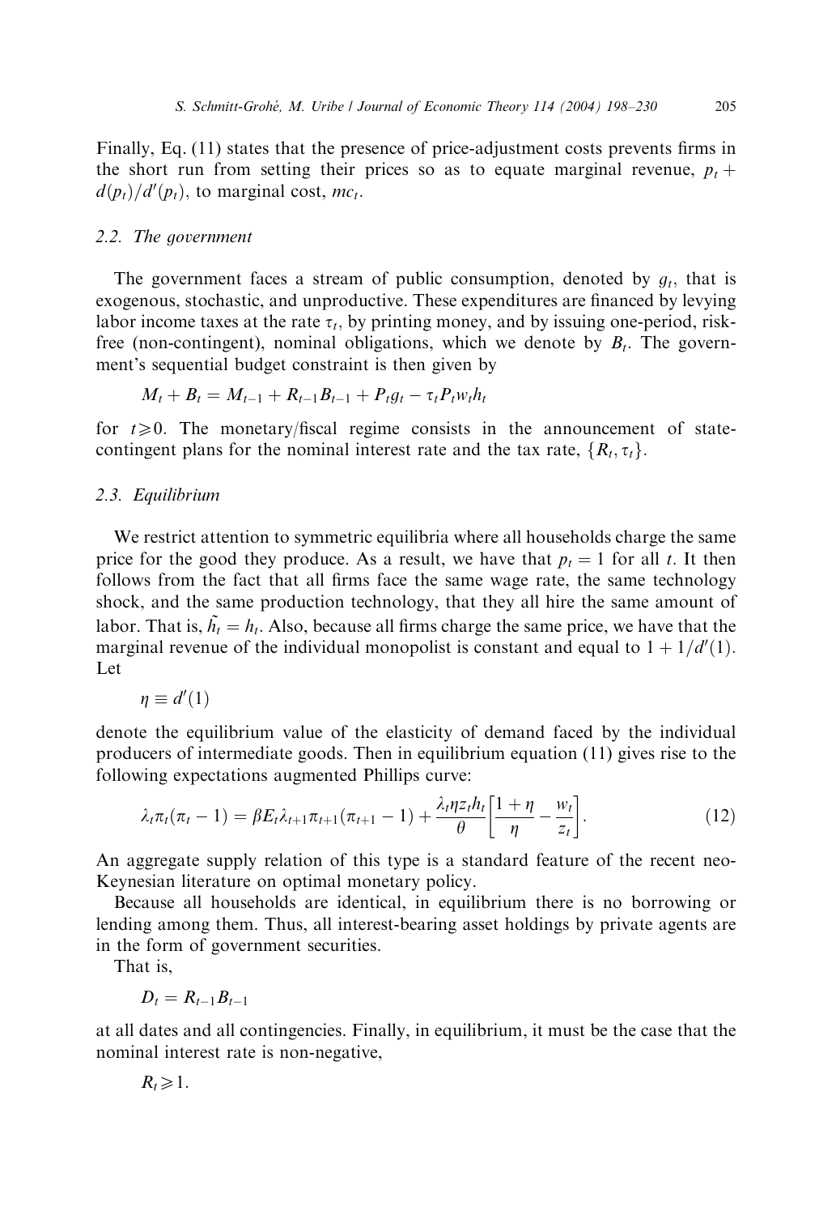Finally, Eq. (11) states that the presence of price-adjustment costs prevents firms in the short run from setting their prices so as to equate marginal revenue, $p_t + d(p_t)/d'(p_t)$, to marginal cost, $mc_t$.

### 2.2. The government

The government faces a stream of public consumption, denoted by $g_t$, that is exogenous, stochastic, and unproductive. These expenditures are financed by levying labor income taxes at the rate $\tau_t$, by printing money, and by issuing one-period, risk-free (non-contingent), nominal obligations, which we denote by $B_t$. The government's sequential budget constraint is then given by

$$M_t + B_t = M_{t-1} + R_{t-1}B_{t-1} + P_t g_t - \tau_t P_t w_t h_t$$

for $t \geqslant 0$. The monetary/fiscal regime consists in the announcement of state-contingent plans for the nominal interest rate and the tax rate, $\{R_t, \tau_t\}$.

### 2.3. Equilibrium

We restrict attention to symmetric equilibria where all households charge the same price for the good they produce. As a result, we have that $p_t = 1$ for all $t$. It then follows from the fact that all firms face the same wage rate, the same technology shock, and the same production technology, that they all hire the same amount of labor. That is, $\tilde{h}_t = h_t$. Also, because all firms charge the same price, we have that the marginal revenue of the individual monopolist is constant and equal to $1 + 1/d'(1)$. Let

$$\eta \equiv d'(1)$$

denote the equilibrium value of the elasticity of demand faced by the individual producers of intermediate goods. Then in equilibrium equation (11) gives rise to the following expectations augmented Phillips curve:

$$\lambda_t \pi_t(\pi_t - 1) = \beta E_t \lambda_{t+1} \pi_{t+1}(\pi_{t+1} - 1) + \frac{\lambda_t \eta z_t h_t}{\theta}\left[\frac{1+\eta}{\eta} - \frac{w_t}{z_t}\right]. \tag{12}$$

An aggregate supply relation of this type is a standard feature of the recent neo-Keynesian literature on optimal monetary policy.

Because all households are identical, in equilibrium there is no borrowing or lending among them. Thus, all interest-bearing asset holdings by private agents are in the form of government securities.

That is,

$$D_t = R_{t-1}B_{t-1}$$

at all dates and all contingencies. Finally, in equilibrium, it must be the case that the nominal interest rate is non-negative,

$$R_t \geqslant 1.$$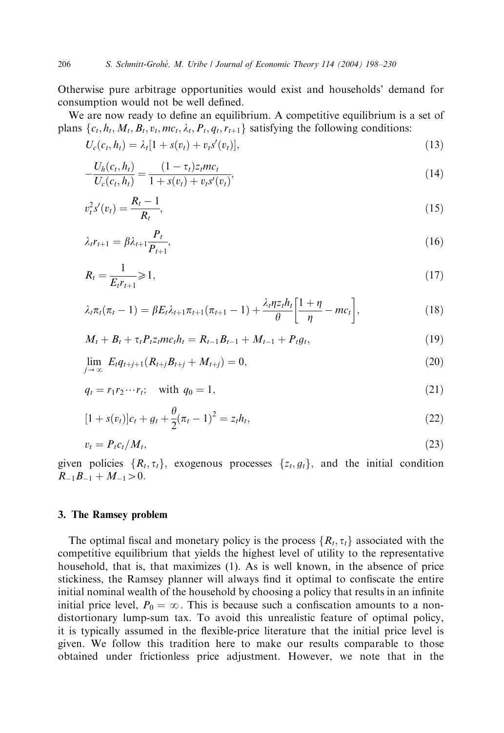Otherwise pure arbitrage opportunities would exist and households' demand for consumption would not be well defined.

We are now ready to define an equilibrium. A competitive equilibrium is a set of plans $\{c_t, h_t, M_t, B_t, v_t, mc_t, \lambda_t, P_t, q_t, r_{t+1}\}$ satisfying the following conditions:

$$U_c(c_t, h_t) = \lambda_t[1 + s(v_t) + v_t s'(v_t)], \tag{13}$$

$$-\frac{U_h(c_t, h_t)}{U_c(c_t, h_t)} = \frac{(1-\tau_t) z_t mc_t}{1 + s(v_t) + v_t s'(v_t)}, \tag{14}$$

$$v_t^2 s'(v_t) = \frac{R_t - 1}{R_t}, \tag{15}$$

$$\lambda_t r_{t+1} = \beta \lambda_{t+1} \frac{P_t}{P_{t+1}}, \tag{16}$$

$$R_t = \frac{1}{E_t r_{t+1}} \geqslant 1, \tag{17}$$

$$\lambda_t \pi_t (\pi_t - 1) = \beta E_t \lambda_{t+1} \pi_{t+1} (\pi_{t+1} - 1) + \frac{\lambda_t \eta z_t h_t}{\theta} \left[ \frac{1+\eta}{\eta} - mc_t \right], \tag{18}$$

$$M_t + B_t + \tau_t P_t z_t mc_t h_t = R_{t-1} B_{t-1} + M_{t-1} + P_t g_t, \tag{19}$$

$$\lim_{j \to \infty} E_t q_{t+j+1}(R_{t+j} B_{t+j} + M_{t+j}) = 0, \tag{20}$$

$$q_t = r_1 r_2 \cdots r_t; \quad \text{with } q_0 = 1, \tag{21}$$

$$[1 + s(v_t)] c_t + g_t + \frac{\theta}{2}(\pi_t - 1)^2 = z_t h_t, \tag{22}$$

$$v_t = P_t c_t / M_t, \tag{23}$$

given policies $\{R_t, \tau_t\}$, exogenous processes $\{z_t, g_t\}$, and the initial condition $R_{-1} B_{-1} + M_{-1} > 0$.

## 3. The Ramsey problem

The optimal fiscal and monetary policy is the process $\{R_t, \tau_t\}$ associated with the competitive equilibrium that yields the highest level of utility to the representative household, that is, that maximizes (1). As is well known, in the absence of price stickiness, the Ramsey planner will always find it optimal to confiscate the entire initial nominal wealth of the household by choosing a policy that results in an infinite initial price level, $P_0 = \infty$. This is because such a confiscation amounts to a non-distortionary lump-sum tax. To avoid this unrealistic feature of optimal policy, it is typically assumed in the flexible-price literature that the initial price level is given. We follow this tradition here to make our results comparable to those obtained under frictionless price adjustment. However, we note that in the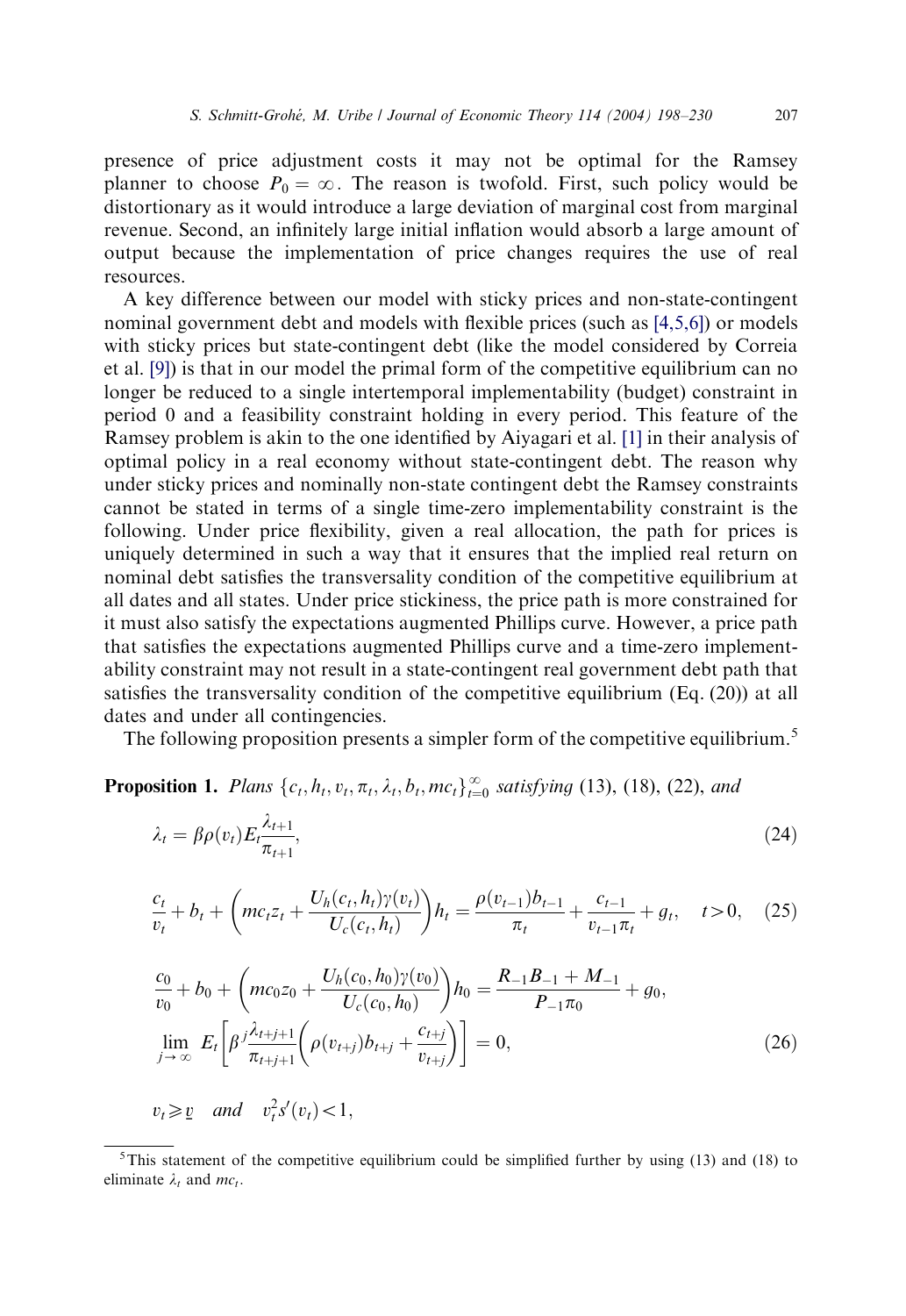presence of price adjustment costs it may not be optimal for the Ramsey planner to choose $P_0 = \infty$. The reason is twofold. First, such policy would be distortionary as it would introduce a large deviation of marginal cost from marginal revenue. Second, an infinitely large initial inflation would absorb a large amount of output because the implementation of price changes requires the use of real resources.

A key difference between our model with sticky prices and non-state-contingent nominal government debt and models with flexible prices (such as [4,5,6]) or models with sticky prices but state-contingent debt (like the model considered by Correia et al. [9]) is that in our model the primal form of the competitive equilibrium can no longer be reduced to a single intertemporal implementability (budget) constraint in period 0 and a feasibility constraint holding in every period. This feature of the Ramsey problem is akin to the one identified by Aiyagari et al. [1] in their analysis of optimal policy in a real economy without state-contingent debt. The reason why under sticky prices and nominally non-state contingent debt the Ramsey constraints cannot be stated in terms of a single time-zero implementability constraint is the following. Under price flexibility, given a real allocation, the path for prices is uniquely determined in such a way that it ensures that the implied real return on nominal debt satisfies the transversality condition of the competitive equilibrium at all dates and all states. Under price stickiness, the price path is more constrained for it must also satisfy the expectations augmented Phillips curve. However, a price path that satisfies the expectations augmented Phillips curve and a time-zero implementability constraint may not result in a state-contingent real government debt path that satisfies the transversality condition of the competitive equilibrium (Eq. (20)) at all dates and under all contingencies.

The following proposition presents a simpler form of the competitive equilibrium.[5]

**Proposition 1.** *Plans* $\{c_t, h_t, v_t, \pi_t, \lambda_t, b_t, mc_t\}_{t=0}^{\infty}$ *satisfying* (13), (18), (22), *and*

$$\lambda_t = \beta \rho(v_t) E_t \frac{\lambda_{t+1}}{\pi_{t+1}}, \tag{24}$$

$$\frac{c_t}{v_t} + b_t + \left( mc_t z_t + \frac{U_h(c_t, h_t)\gamma(v_t)}{U_c(c_t, h_t)} \right) h_t = \frac{\rho(v_{t-1}) b_{t-1}}{\pi_t} + \frac{c_{t-1}}{v_{t-1}\pi_t} + g_t, \quad t > 0, \tag{25}$$

$$\frac{c_0}{v_0} + b_0 + \left( mc_0 z_0 + \frac{U_h(c_0, h_0)\gamma(v_0)}{U_c(c_0, h_0)} \right) h_0 = \frac{R_{-1} B_{-1} + M_{-1}}{P_{-1}\pi_0} + g_0,$$

$$\lim_{j \to \infty} E_t \left[ \beta^j \frac{\lambda_{t+j+1}}{\pi_{t+j+1}} \left( \rho(v_{t+j}) b_{t+j} + \frac{c_{t+j}}{v_{t+j}} \right) \right] = 0, \tag{26}$$

$$v_t \geqslant \underline{v} \quad \textit{and} \quad v_t^2 s'(v_t) < 1,$$

[5] This statement of the competitive equilibrium could be simplified further by using (13) and (18) to eliminate $\lambda_t$ and $mc_t$.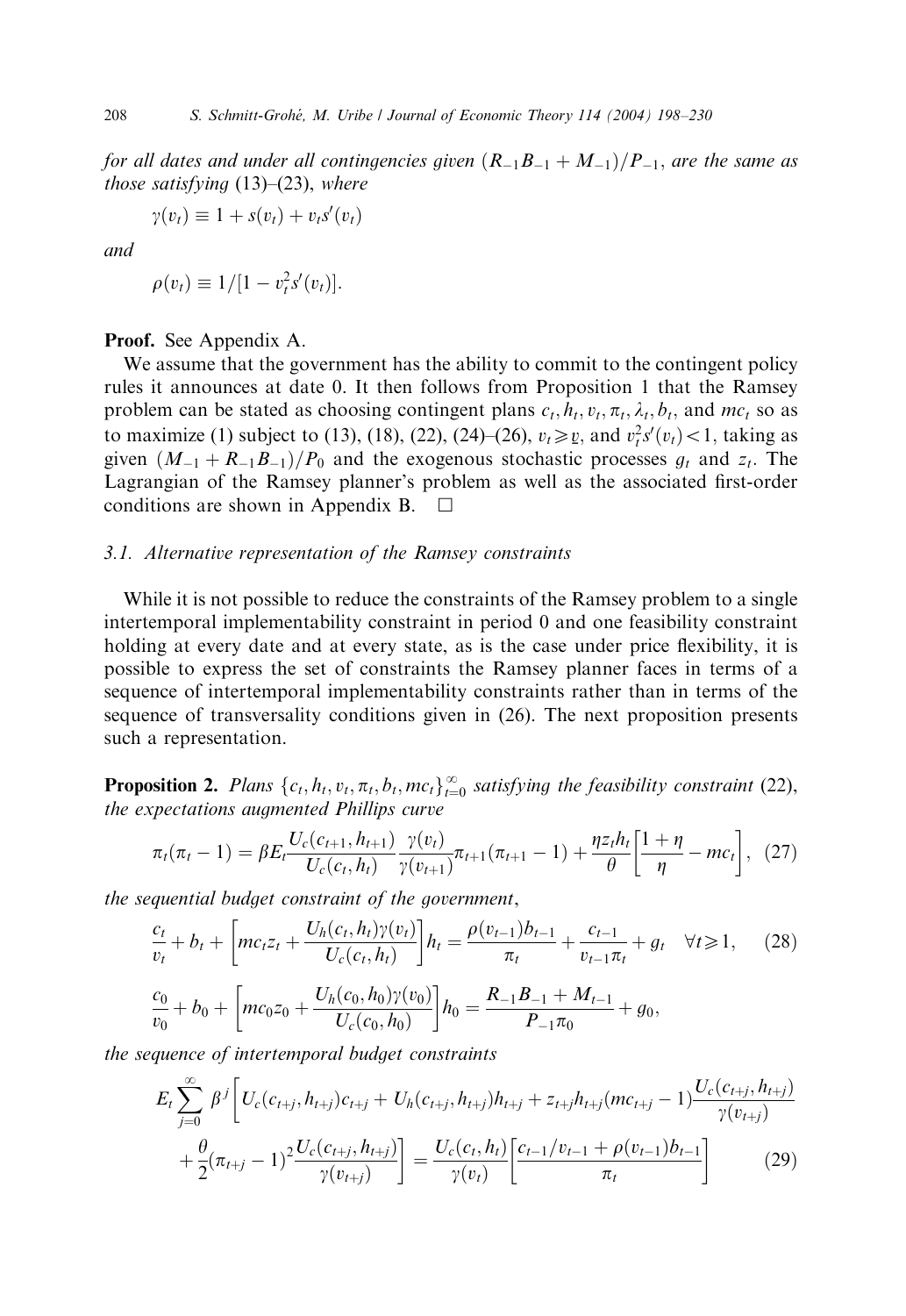*for all dates and under all contingencies given* $(R_{-1}B_{-1} + M_{-1})/P_{-1}$*, are the same as those satisfying* (13)–(23)*, where*

$$\gamma(v_t) \equiv 1 + s(v_t) + v_t s'(v_t)$$

*and*

$$\rho(v_t) \equiv 1/[1 - v_t^2 s'(v_t)].$$

**Proof.** See Appendix A.

We assume that the government has the ability to commit to the contingent policy rules it announces at date 0. It then follows from Proposition 1 that the Ramsey problem can be stated as choosing contingent plans $c_t, h_t, v_t, \pi_t, \lambda_t, b_t$, and $mc_t$ so as to maximize (1) subject to (13), (18), (22), (24)–(26), $v_t \geqslant \underline{v}$, and $v_t^2 s'(v_t) < 1$, taking as given $(M_{-1} + R_{-1}B_{-1})/P_0$ and the exogenous stochastic processes $g_t$ and $z_t$. The Lagrangian of the Ramsey planner's problem as well as the associated first-order conditions are shown in Appendix B. □

### 3.1. Alternative representation of the Ramsey constraints

While it is not possible to reduce the constraints of the Ramsey problem to a single intertemporal implementability constraint in period 0 and one feasibility constraint holding at every date and at every state, as is the case under price flexibility, it is possible to express the set of constraints the Ramsey planner faces in terms of a sequence of intertemporal implementability constraints rather than in terms of the sequence of transversality conditions given in (26). The next proposition presents such a representation.

**Proposition 2.** *Plans* $\{c_t, h_t, v_t, \pi_t, b_t, mc_t\}_{t=0}^{\infty}$ *satisfying the feasibility constraint* (22)*, the expectations augmented Phillips curve*

$$\pi_t(\pi_t - 1) = \beta E_t \frac{U_c(c_{t+1}, h_{t+1})}{U_c(c_t, h_t)} \frac{\gamma(v_t)}{\gamma(v_{t+1})} \pi_{t+1}(\pi_{t+1} - 1) + \frac{\eta z_t h_t}{\theta}\left[\frac{1+\eta}{\eta} - mc_t\right], \quad (27)$$

*the sequential budget constraint of the government*,

$$\frac{c_t}{v_t} + b_t + \left[mc_t z_t + \frac{U_h(c_t, h_t)\gamma(v_t)}{U_c(c_t, h_t)}\right] h_t = \frac{\rho(v_{t-1}) b_{t-1}}{\pi_t} + \frac{c_{t-1}}{v_{t-1}\pi_t} + g_t \quad \forall t \geqslant 1, \quad (28)$$

$$\frac{c_0}{v_0} + b_0 + \left[mc_0 z_0 + \frac{U_h(c_0, h_0)\gamma(v_0)}{U_c(c_0, h_0)}\right] h_0 = \frac{R_{-1}B_{-1} + M_{t-1}}{P_{-1}\pi_0} + g_0,$$

*the sequence of intertemporal budget constraints*

$$E_t \sum_{j=0}^{\infty} \beta^j \left[U_c(c_{t+j}, h_{t+j}) c_{t+j} + U_h(c_{t+j}, h_{t+j}) h_{t+j} + z_{t+j} h_{t+j}(mc_{t+j} - 1) \frac{U_c(c_{t+j}, h_{t+j})}{\gamma(v_{t+j})} + \frac{\theta}{2}(\pi_{t+j} - 1)^2 \frac{U_c(c_{t+j}, h_{t+j})}{\gamma(v_{t+j})}\right] = \frac{U_c(c_t, h_t)}{\gamma(v_t)}\left[\frac{c_{t-1}/v_{t-1} + \rho(v_{t-1}) b_{t-1}}{\pi_t}\right] \quad (29)$$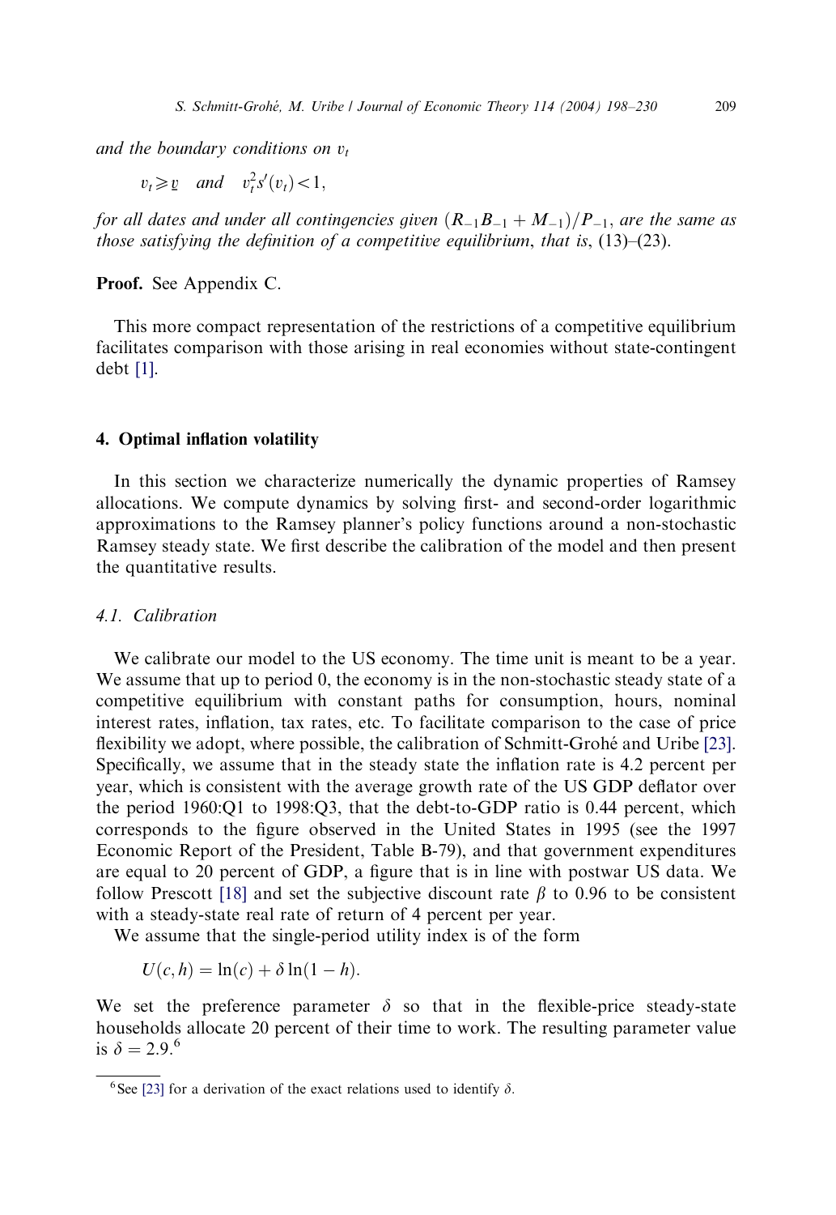*and the boundary conditions on* $v_t$

$$v_t \geqslant \underline{v} \quad \text{and} \quad v_t^2 s'(v_t) < 1,$$

*for all dates and under all contingencies given* $(R_{-1}B_{-1} + M_{-1})/P_{-1}$, *are the same as those satisfying the definition of a competitive equilibrium, that is,* (13)–(23).

**Proof.** See Appendix C.

This more compact representation of the restrictions of a competitive equilibrium facilitates comparison with those arising in real economies without state-contingent debt [1].

## 4. Optimal inflation volatility

In this section we characterize numerically the dynamic properties of Ramsey allocations. We compute dynamics by solving first- and second-order logarithmic approximations to the Ramsey planner's policy functions around a non-stochastic Ramsey steady state. We first describe the calibration of the model and then present the quantitative results.

### 4.1. Calibration

We calibrate our model to the US economy. The time unit is meant to be a year. We assume that up to period 0, the economy is in the non-stochastic steady state of a competitive equilibrium with constant paths for consumption, hours, nominal interest rates, inflation, tax rates, etc. To facilitate comparison to the case of price flexibility we adopt, where possible, the calibration of Schmitt-Grohé and Uribe [23]. Specifically, we assume that in the steady state the inflation rate is 4.2 percent per year, which is consistent with the average growth rate of the US GDP deflator over the period 1960:Q1 to 1998:Q3, that the debt-to-GDP ratio is 0.44 percent, which corresponds to the figure observed in the United States in 1995 (see the 1997 Economic Report of the President, Table B-79), and that government expenditures are equal to 20 percent of GDP, a figure that is in line with postwar US data. We follow Prescott [18] and set the subjective discount rate $\beta$ to 0.96 to be consistent with a steady-state real rate of return of 4 percent per year.

We assume that the single-period utility index is of the form

$$U(c,h) = \ln(c) + \delta \ln(1-h).$$

We set the preference parameter $\delta$ so that in the flexible-price steady-state households allocate 20 percent of their time to work. The resulting parameter value is $\delta = 2.9$.[6]

[6] See [23] for a derivation of the exact relations used to identify $\delta$.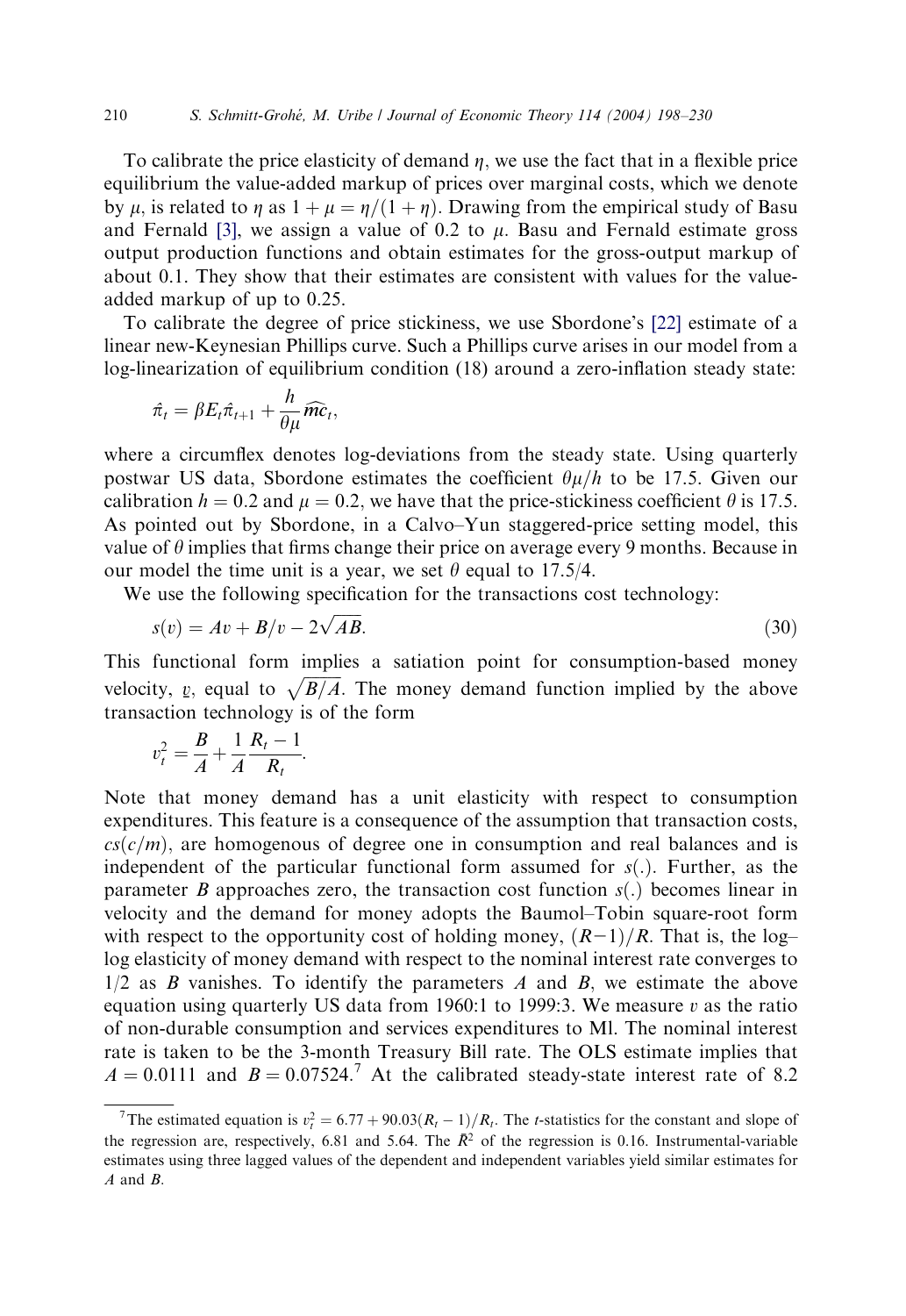To calibrate the price elasticity of demand $\eta$, we use the fact that in a flexible price equilibrium the value-added markup of prices over marginal costs, which we denote by $\mu$, is related to $\eta$ as $1 + \mu = \eta/(1 + \eta)$. Drawing from the empirical study of Basu and Fernald [3], we assign a value of 0.2 to $\mu$. Basu and Fernald estimate gross output production functions and obtain estimates for the gross-output markup of about 0.1. They show that their estimates are consistent with values for the value-added markup of up to 0.25.

To calibrate the degree of price stickiness, we use Sbordone's [22] estimate of a linear new-Keynesian Phillips curve. Such a Phillips curve arises in our model from a log-linearization of equilibrium condition (18) around a zero-inflation steady state:

$$\hat{\pi}_t = \beta E_t \hat{\pi}_{t+1} + \frac{h}{\theta \mu} \widehat{mc}_t,$$

where a circumflex denotes log-deviations from the steady state. Using quarterly postwar US data, Sbordone estimates the coefficient $\theta\mu/h$ to be 17.5. Given our calibration $h = 0.2$ and $\mu = 0.2$, we have that the price-stickiness coefficient $\theta$ is 17.5. As pointed out by Sbordone, in a Calvo–Yun staggered-price setting model, this value of $\theta$ implies that firms change their price on average every 9 months. Because in our model the time unit is a year, we set $\theta$ equal to 17.5/4.

We use the following specification for the transactions cost technology:

$$s(v) = Av + B/v - 2\sqrt{AB}. \tag{30}$$

This functional form implies a satiation point for consumption-based money velocity, $\underline{v}$, equal to $\sqrt{B/A}$. The money demand function implied by the above transaction technology is of the form

$$v_t^2 = \frac{B}{A} + \frac{1}{A}\frac{R_t - 1}{R_t}.$$

Note that money demand has a unit elasticity with respect to consumption expenditures. This feature is a consequence of the assumption that transaction costs, $cs(c/m)$, are homogenous of degree one in consumption and real balances and is independent of the particular functional form assumed for $s(.)$. Further, as the parameter $B$ approaches zero, the transaction cost function $s(.)$ becomes linear in velocity and the demand for money adopts the Baumol–Tobin square-root form with respect to the opportunity cost of holding money, $(R-1)/R$. That is, the log–log elasticity of money demand with respect to the nominal interest rate converges to 1/2 as $B$ vanishes. To identify the parameters $A$ and $B$, we estimate the above equation using quarterly US data from 1960:1 to 1999:3. We measure $v$ as the ratio of non-durable consumption and services expenditures to Ml. The nominal interest rate is taken to be the 3-month Treasury Bill rate. The OLS estimate implies that $A = 0.0111$ and $B = 0.07524$.[7] At the calibrated steady-state interest rate of 8.2

[7] The estimated equation is $v_t^2 = 6.77 + 90.03(R_t - 1)/R_t$. The $t$-statistics for the constant and slope of the regression are, respectively, 6.81 and 5.64. The $\bar{R}^2$ of the regression is 0.16. Instrumental-variable estimates using three lagged values of the dependent and independent variables yield similar estimates for $A$ and $B$.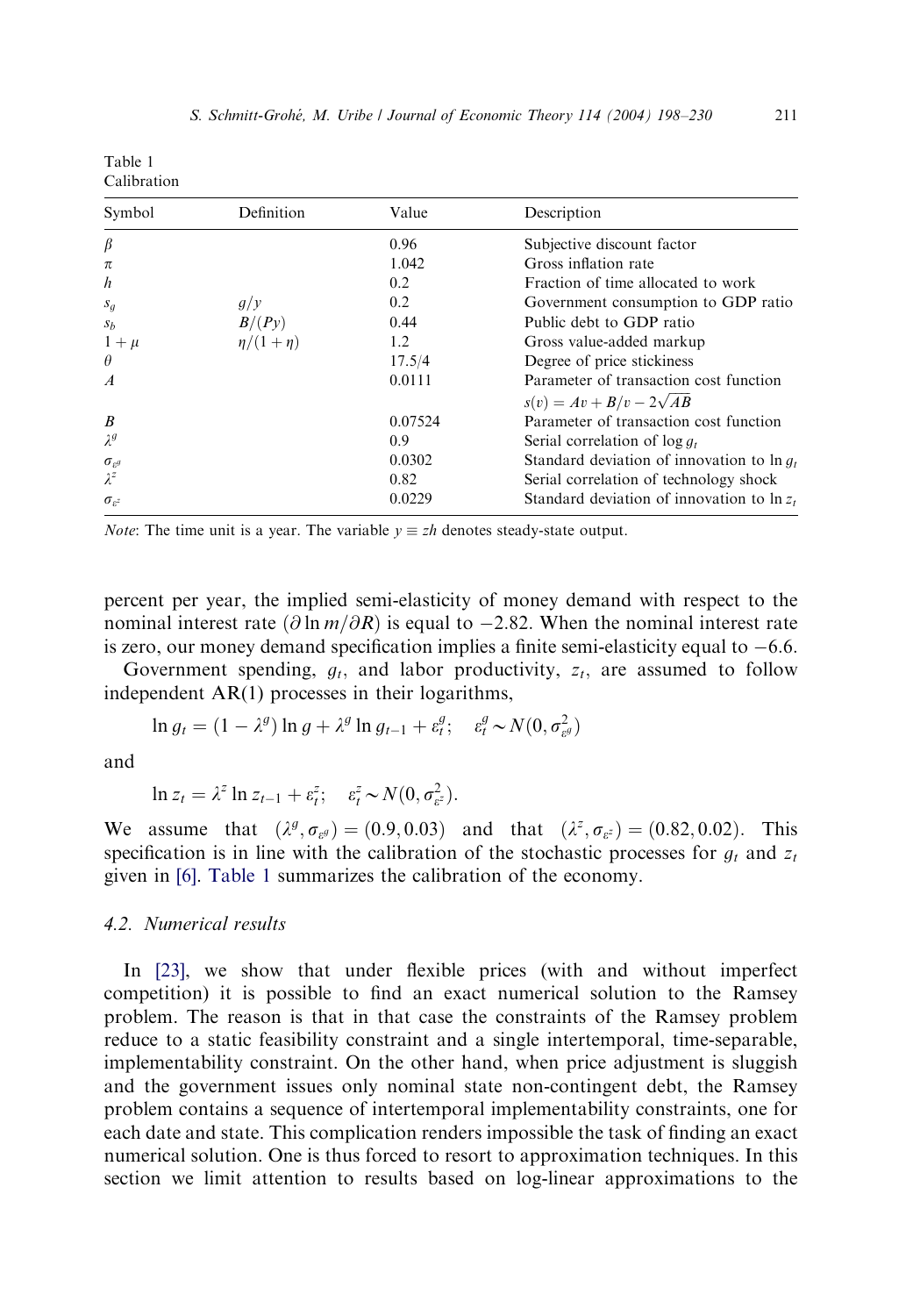Table 1
Calibration

| Symbol | Definition | Value | Description |
|---|---|---|---|
| $\beta$ | | 0.96 | Subjective discount factor |
| $\pi$ | | 1.042 | Gross inflation rate |
| $h$ | | 0.2 | Fraction of time allocated to work |
| $s_g$ | $g/y$ | 0.2 | Government consumption to GDP ratio |
| $s_b$ | $B/(Py)$ | 0.44 | Public debt to GDP ratio |
| $1+\mu$ | $\eta/(1+\eta)$ | 1.2 | Gross value-added markup |
| $\theta$ | | 17.5/4 | Degree of price stickiness |
| $A$ | | 0.0111 | Parameter of transaction cost function $s(v) = Av + B/v - 2\sqrt{AB}$ |
| $B$ | | 0.07524 | Parameter of transaction cost function |
| $\lambda^g$ | | 0.9 | Serial correlation of $\log g_t$ |
| $\sigma_{\varepsilon^g}$ | | 0.0302 | Standard deviation of innovation to $\ln g_t$ |
| $\lambda^z$ | | 0.82 | Serial correlation of technology shock |
| $\sigma_{\varepsilon^z}$ | | 0.0229 | Standard deviation of innovation to $\ln z_t$ |

*Note*: The time unit is a year. The variable $y \equiv zh$ denotes steady-state output.

percent per year, the implied semi-elasticity of money demand with respect to the nominal interest rate ($\partial \ln m / \partial R$) is equal to $-2.82$. When the nominal interest rate is zero, our money demand specification implies a finite semi-elasticity equal to $-6.6$.

Government spending, $g_t$, and labor productivity, $z_t$, are assumed to follow independent AR(1) processes in their logarithms,

$$\ln g_t = (1 - \lambda^g) \ln g + \lambda^g \ln g_{t-1} + \varepsilon_t^g; \quad \varepsilon_t^g \sim N(0, \sigma_{\varepsilon^g}^2)$$

and

$$\ln z_t = \lambda^z \ln z_{t-1} + \varepsilon_t^z; \quad \varepsilon_t^z \sim N(0, \sigma_{\varepsilon^z}^2).$$

We assume that $(\lambda^g, \sigma_{\varepsilon^g}) = (0.9, 0.03)$ and that $(\lambda^z, \sigma_{\varepsilon^z}) = (0.82, 0.02)$. This specification is in line with the calibration of the stochastic processes for $g_t$ and $z_t$ given in [6]. Table 1 summarizes the calibration of the economy.

### 4.2. Numerical results

In [23], we show that under flexible prices (with and without imperfect competition) it is possible to find an exact numerical solution to the Ramsey problem. The reason is that in that case the constraints of the Ramsey problem reduce to a static feasibility constraint and a single intertemporal, time-separable, implementability constraint. On the other hand, when price adjustment is sluggish and the government issues only nominal state non-contingent debt, the Ramsey problem contains a sequence of intertemporal implementability constraints, one for each date and state. This complication renders impossible the task of finding an exact numerical solution. One is thus forced to resort to approximation techniques. In this section we limit attention to results based on log-linear approximations to the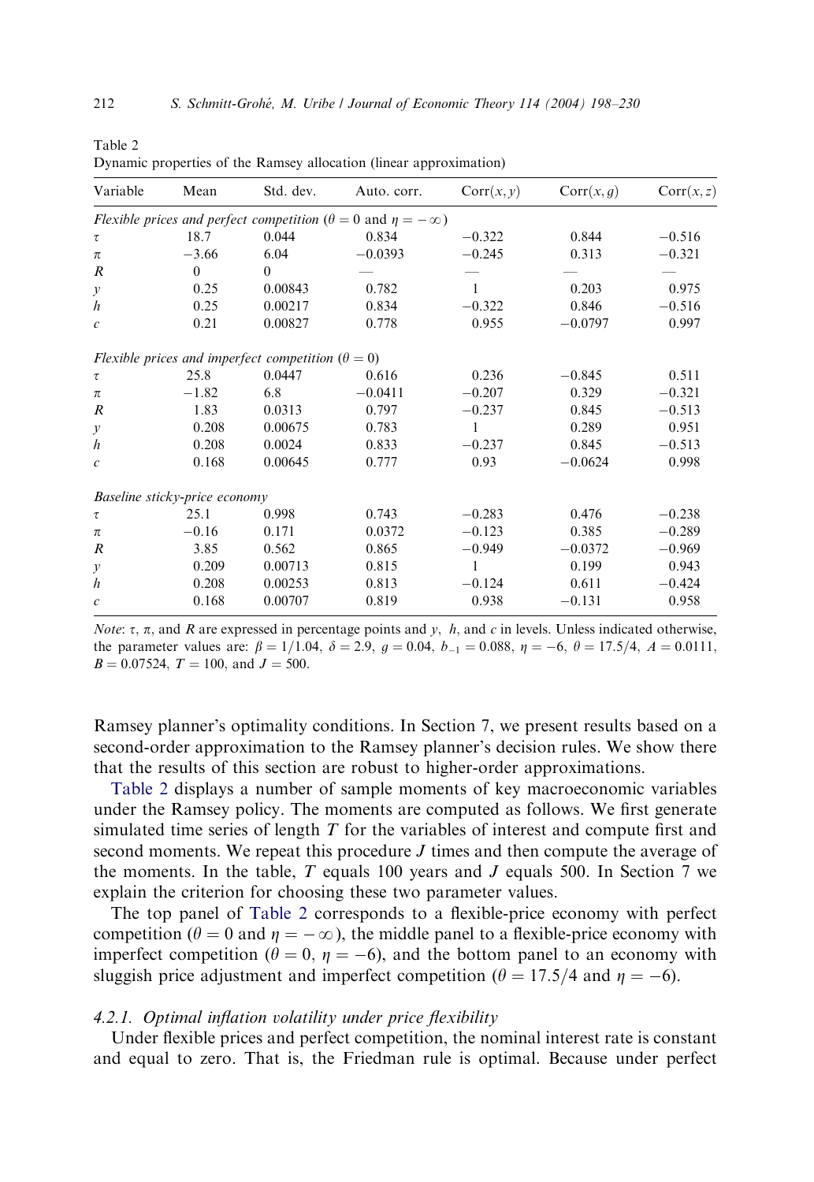Table 2
Dynamic properties of the Ramsey allocation (linear approximation)

| Variable | Mean | Std. dev. | Auto. corr. | $\text{Corr}(x, y)$ | $\text{Corr}(x, g)$ | $\text{Corr}(x, z)$ |
|---|---|---|---|---|---|---|
| *Flexible prices and perfect competition* ($\theta = 0$ and $\eta = -\infty$) | | | | | | |
| $\tau$ | 18.7 | 0.044 | 0.834 | −0.322 | 0.844 | −0.516 |
| $\pi$ | −3.66 | 6.04 | −0.0393 | −0.245 | 0.313 | −0.321 |
| $R$ | 0 | 0 | — | — | — | — |
| $y$ | 0.25 | 0.00843 | 0.782 | 1 | 0.203 | 0.975 |
| $h$ | 0.25 | 0.00217 | 0.834 | −0.322 | 0.846 | −0.516 |
| $c$ | 0.21 | 0.00827 | 0.778 | 0.955 | −0.0797 | 0.997 |
| *Flexible prices and imperfect competition* ($\theta = 0$) | | | | | | |
| $\tau$ | 25.8 | 0.0447 | 0.616 | 0.236 | −0.845 | 0.511 |
| $\pi$ | −1.82 | 6.8 | −0.0411 | −0.207 | 0.329 | −0.321 |
| $R$ | 1.83 | 0.0313 | 0.797 | −0.237 | 0.845 | −0.513 |
| $y$ | 0.208 | 0.00675 | 0.783 | 1 | 0.289 | 0.951 |
| $h$ | 0.208 | 0.0024 | 0.833 | −0.237 | 0.845 | −0.513 |
| $c$ | 0.168 | 0.00645 | 0.777 | 0.93 | −0.0624 | 0.998 |
| *Baseline sticky-price economy* | | | | | | |
| $\tau$ | 25.1 | 0.998 | 0.743 | −0.283 | 0.476 | −0.238 |
| $\pi$ | −0.16 | 0.171 | 0.0372 | −0.123 | 0.385 | −0.289 |
| $R$ | 3.85 | 0.562 | 0.865 | −0.949 | −0.0372 | −0.969 |
| $y$ | 0.209 | 0.00713 | 0.815 | 1 | 0.199 | 0.943 |
| $h$ | 0.208 | 0.00253 | 0.813 | −0.124 | 0.611 | −0.424 |
| $c$ | 0.168 | 0.00707 | 0.819 | 0.938 | −0.131 | 0.958 |

*Note*: $\tau$, $\pi$, and $R$ are expressed in percentage points and $y$, $h$, and $c$ in levels. Unless indicated otherwise, the parameter values are: $\beta = 1/1.04$, $\delta = 2.9$, $g = 0.04$, $b_{-1} = 0.088$, $\eta = -6$, $\theta = 17.5/4$, $A = 0.0111$, $B = 0.07524$, $T = 100$, and $J = 500$.

Ramsey planner's optimality conditions. In Section 7, we present results based on a second-order approximation to the Ramsey planner's decision rules. We show there that the results of this section are robust to higher-order approximations.

Table 2 displays a number of sample moments of key macroeconomic variables under the Ramsey policy. The moments are computed as follows. We first generate simulated time series of length $T$ for the variables of interest and compute first and second moments. We repeat this procedure $J$ times and then compute the average of the moments. In the table, $T$ equals 100 years and $J$ equals 500. In Section 7 we explain the criterion for choosing these two parameter values.

The top panel of Table 2 corresponds to a flexible-price economy with perfect competition ($\theta = 0$ and $\eta = -\infty$), the middle panel to a flexible-price economy with imperfect competition ($\theta = 0$, $\eta = -6$), and the bottom panel to an economy with sluggish price adjustment and imperfect competition ($\theta = 17.5/4$ and $\eta = -6$).

#### 4.2.1. Optimal inflation volatility under price flexibility

Under flexible prices and perfect competition, the nominal interest rate is constant and equal to zero. That is, the Friedman rule is optimal. Because under perfect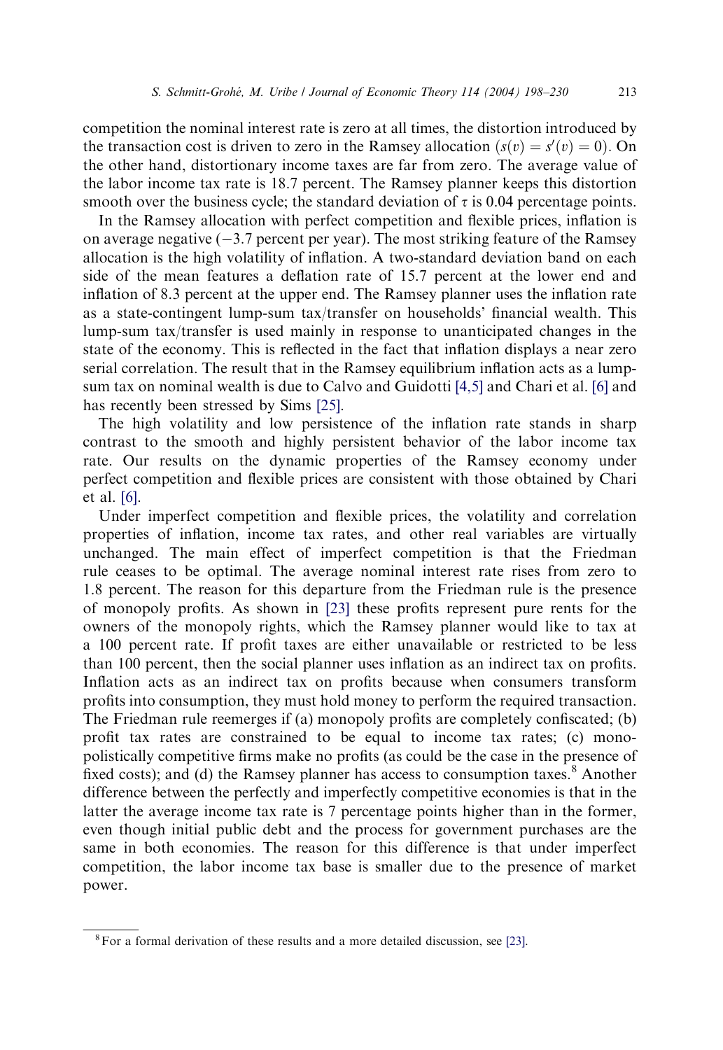competition the nominal interest rate is zero at all times, the distortion introduced by the transaction cost is driven to zero in the Ramsey allocation ($s(v) = s'(v) = 0$). On the other hand, distortionary income taxes are far from zero. The average value of the labor income tax rate is 18.7 percent. The Ramsey planner keeps this distortion smooth over the business cycle; the standard deviation of $\tau$ is 0.04 percentage points.

In the Ramsey allocation with perfect competition and flexible prices, inflation is on average negative ($-3.7$ percent per year). The most striking feature of the Ramsey allocation is the high volatility of inflation. A two-standard deviation band on each side of the mean features a deflation rate of 15.7 percent at the lower end and inflation of 8.3 percent at the upper end. The Ramsey planner uses the inflation rate as a state-contingent lump-sum tax/transfer on households' financial wealth. This lump-sum tax/transfer is used mainly in response to unanticipated changes in the state of the economy. This is reflected in the fact that inflation displays a near zero serial correlation. The result that in the Ramsey equilibrium inflation acts as a lump-sum tax on nominal wealth is due to Calvo and Guidotti [4,5] and Chari et al. [6] and has recently been stressed by Sims [25].

The high volatility and low persistence of the inflation rate stands in sharp contrast to the smooth and highly persistent behavior of the labor income tax rate. Our results on the dynamic properties of the Ramsey economy under perfect competition and flexible prices are consistent with those obtained by Chari et al. [6].

Under imperfect competition and flexible prices, the volatility and correlation properties of inflation, income tax rates, and other real variables are virtually unchanged. The main effect of imperfect competition is that the Friedman rule ceases to be optimal. The average nominal interest rate rises from zero to 1.8 percent. The reason for this departure from the Friedman rule is the presence of monopoly profits. As shown in [23] these profits represent pure rents for the owners of the monopoly rights, which the Ramsey planner would like to tax at a 100 percent rate. If profit taxes are either unavailable or restricted to be less than 100 percent, then the social planner uses inflation as an indirect tax on profits. Inflation acts as an indirect tax on profits because when consumers transform profits into consumption, they must hold money to perform the required transaction. The Friedman rule reemerges if (a) monopoly profits are completely confiscated; (b) profit tax rates are constrained to be equal to income tax rates; (c) monopolistically competitive firms make no profits (as could be the case in the presence of fixed costs); and (d) the Ramsey planner has access to consumption taxes.[8] Another difference between the perfectly and imperfectly competitive economies is that in the latter the average income tax rate is 7 percentage points higher than in the former, even though initial public debt and the process for government purchases are the same in both economies. The reason for this difference is that under imperfect competition, the labor income tax base is smaller due to the presence of market power.

---

[8] For a formal derivation of these results and a more detailed discussion, see [23].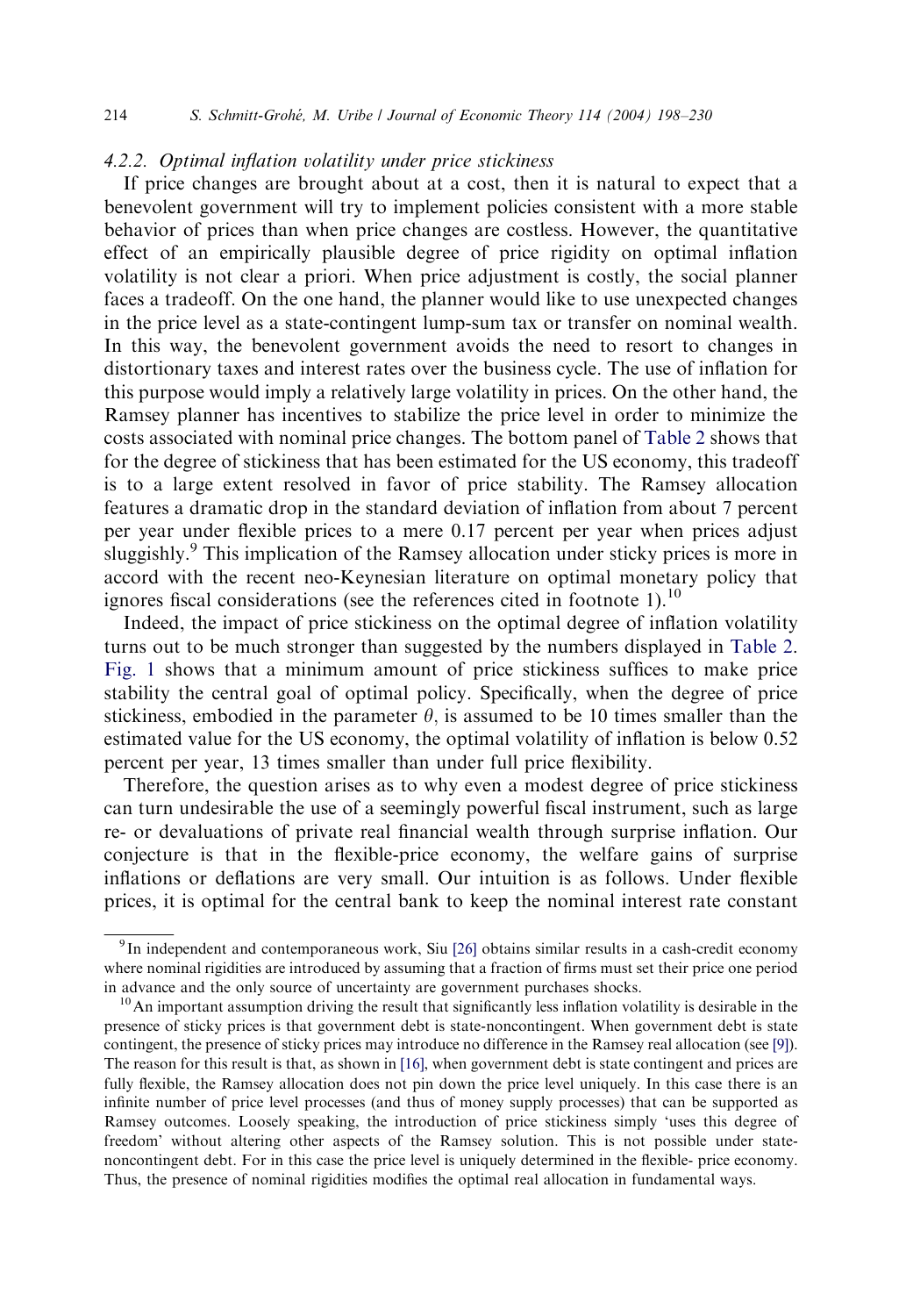#### 4.2.2. Optimal inflation volatility under price stickiness

If price changes are brought about at a cost, then it is natural to expect that a benevolent government will try to implement policies consistent with a more stable behavior of prices than when price changes are costless. However, the quantitative effect of an empirically plausible degree of price rigidity on optimal inflation volatility is not clear a priori. When price adjustment is costly, the social planner faces a tradeoff. On the one hand, the planner would like to use unexpected changes in the price level as a state-contingent lump-sum tax or transfer on nominal wealth. In this way, the benevolent government avoids the need to resort to changes in distortionary taxes and interest rates over the business cycle. The use of inflation for this purpose would imply a relatively large volatility in prices. On the other hand, the Ramsey planner has incentives to stabilize the price level in order to minimize the costs associated with nominal price changes. The bottom panel of Table 2 shows that for the degree of stickiness that has been estimated for the US economy, this tradeoff is to a large extent resolved in favor of price stability. The Ramsey allocation features a dramatic drop in the standard deviation of inflation from about 7 percent per year under flexible prices to a mere 0.17 percent per year when prices adjust sluggishly.[9] This implication of the Ramsey allocation under sticky prices is more in accord with the recent neo-Keynesian literature on optimal monetary policy that ignores fiscal considerations (see the references cited in footnote 1).[10]

Indeed, the impact of price stickiness on the optimal degree of inflation volatility turns out to be much stronger than suggested by the numbers displayed in Table 2. Fig. 1 shows that a minimum amount of price stickiness suffices to make price stability the central goal of optimal policy. Specifically, when the degree of price stickiness, embodied in the parameter $\theta$, is assumed to be 10 times smaller than the estimated value for the US economy, the optimal volatility of inflation is below 0.52 percent per year, 13 times smaller than under full price flexibility.

Therefore, the question arises as to why even a modest degree of price stickiness can turn undesirable the use of a seemingly powerful fiscal instrument, such as large re- or devaluations of private real financial wealth through surprise inflation. Our conjecture is that in the flexible-price economy, the welfare gains of surprise inflations or deflations are very small. Our intuition is as follows. Under flexible prices, it is optimal for the central bank to keep the nominal interest rate constant

---

[9] In independent and contemporaneous work, Siu [26] obtains similar results in a cash-credit economy where nominal rigidities are introduced by assuming that a fraction of firms must set their price one period in advance and the only source of uncertainty are government purchases shocks.

[10] An important assumption driving the result that significantly less inflation volatility is desirable in the presence of sticky prices is that government debt is state-noncontingent. When government debt is state contingent, the presence of sticky prices may introduce no difference in the Ramsey real allocation (see [9]). The reason for this result is that, as shown in [16], when government debt is state contingent and prices are fully flexible, the Ramsey allocation does not pin down the price level uniquely. In this case there is an infinite number of price level processes (and thus of money supply processes) that can be supported as Ramsey outcomes. Loosely speaking, the introduction of price stickiness simply 'uses this degree of freedom' without altering other aspects of the Ramsey solution. This is not possible under state-noncontingent debt. For in this case the price level is uniquely determined in the flexible- price economy. Thus, the presence of nominal rigidities modifies the optimal real allocation in fundamental ways.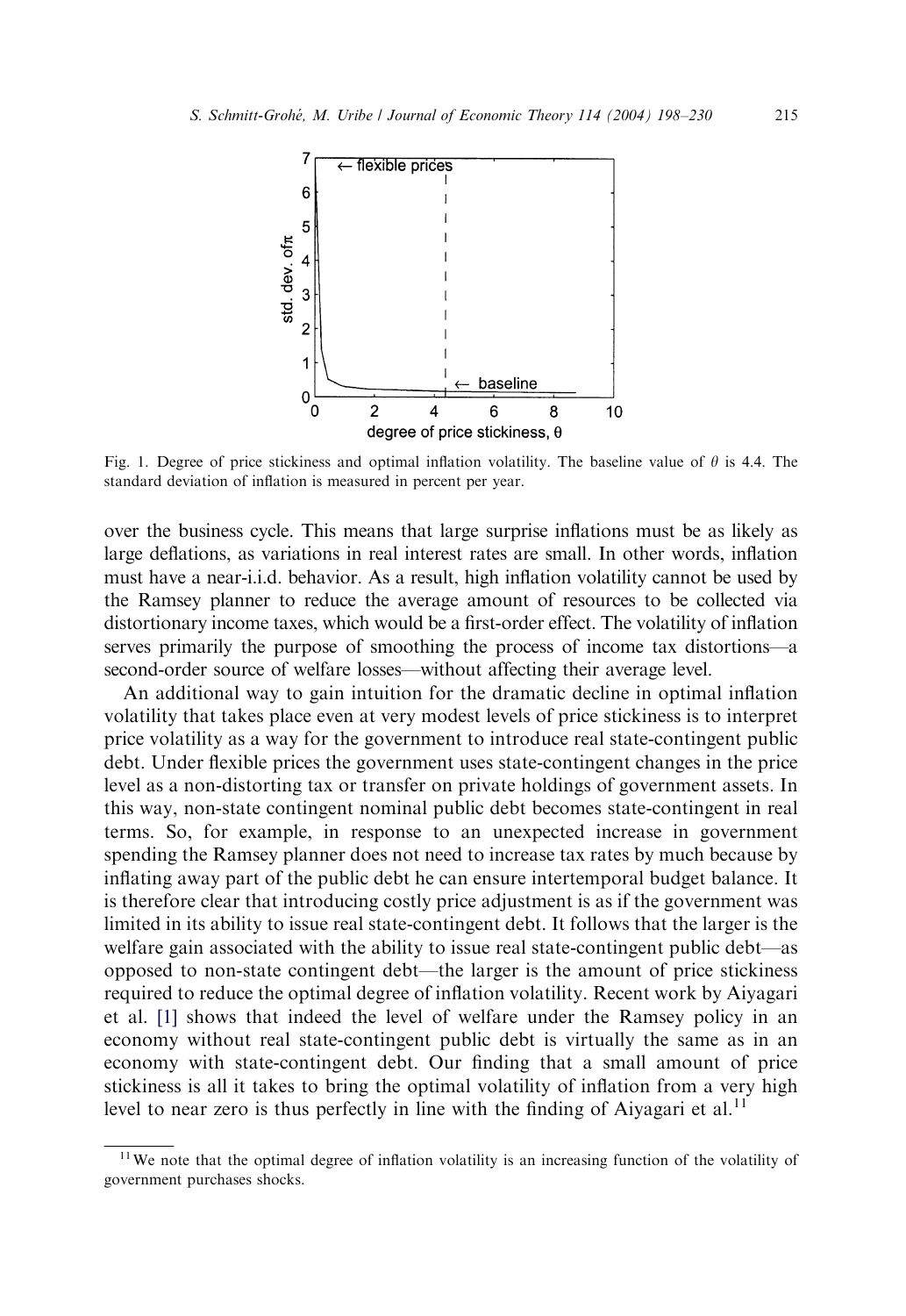7
← flexible prices
6
5
std. dev. of π
4
3
2
1
← baseline
0
0 2 4 6 8 10
degree of price stickiness, θ

Fig. 1. Degree of price stickiness and optimal inflation volatility. The baseline value of $\theta$ is 4.4. The standard deviation of inflation is measured in percent per year.

over the business cycle. This means that large surprise inflations must be as likely as large deflations, as variations in real interest rates are small. In other words, inflation must have a near-i.i.d. behavior. As a result, high inflation volatility cannot be used by the Ramsey planner to reduce the average amount of resources to be collected via distortionary income taxes, which would be a first-order effect. The volatility of inflation serves primarily the purpose of smoothing the process of income tax distortions—a second-order source of welfare losses—without affecting their average level.

An additional way to gain intuition for the dramatic decline in optimal inflation volatility that takes place even at very modest levels of price stickiness is to interpret price volatility as a way for the government to introduce real state-contingent public debt. Under flexible prices the government uses state-contingent changes in the price level as a non-distorting tax or transfer on private holdings of government assets. In this way, non-state contingent nominal public debt becomes state-contingent in real terms. So, for example, in response to an unexpected increase in government spending the Ramsey planner does not need to increase tax rates by much because by inflating away part of the public debt he can ensure intertemporal budget balance. It is therefore clear that introducing costly price adjustment is as if the government was limited in its ability to issue real state-contingent debt. It follows that the larger is the welfare gain associated with the ability to issue real state-contingent public debt—as opposed to non-state contingent debt—the larger is the amount of price stickiness required to reduce the optimal degree of inflation volatility. Recent work by Aiyagari et al. [1] shows that indeed the level of welfare under the Ramsey policy in an economy without real state-contingent public debt is virtually the same as in an economy with state-contingent debt. Our finding that a small amount of price stickiness is all it takes to bring the optimal volatility of inflation from a very high level to near zero is thus perfectly in line with the finding of Aiyagari et al.[11]

[11] We note that the optimal degree of inflation volatility is an increasing function of the volatility of government purchases shocks.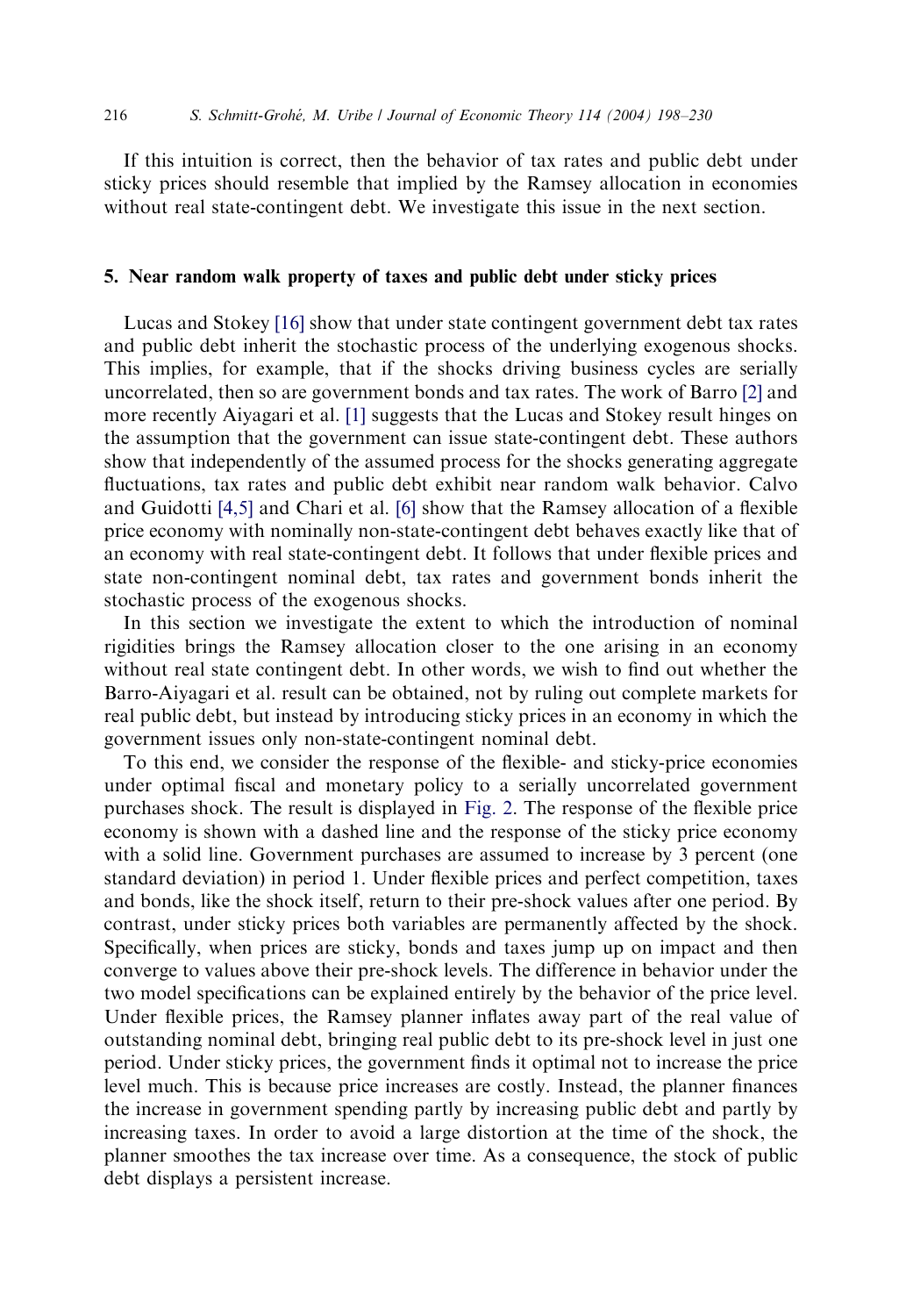If this intuition is correct, then the behavior of tax rates and public debt under sticky prices should resemble that implied by the Ramsey allocation in economies without real state-contingent debt. We investigate this issue in the next section.

## 5. Near random walk property of taxes and public debt under sticky prices

Lucas and Stokey [16] show that under state contingent government debt tax rates and public debt inherit the stochastic process of the underlying exogenous shocks. This implies, for example, that if the shocks driving business cycles are serially uncorrelated, then so are government bonds and tax rates. The work of Barro [2] and more recently Aiyagari et al. [1] suggests that the Lucas and Stokey result hinges on the assumption that the government can issue state-contingent debt. These authors show that independently of the assumed process for the shocks generating aggregate fluctuations, tax rates and public debt exhibit near random walk behavior. Calvo and Guidotti [4,5] and Chari et al. [6] show that the Ramsey allocation of a flexible price economy with nominally non-state-contingent debt behaves exactly like that of an economy with real state-contingent debt. It follows that under flexible prices and state non-contingent nominal debt, tax rates and government bonds inherit the stochastic process of the exogenous shocks.

In this section we investigate the extent to which the introduction of nominal rigidities brings the Ramsey allocation closer to the one arising in an economy without real state contingent debt. In other words, we wish to find out whether the Barro-Aiyagari et al. result can be obtained, not by ruling out complete markets for real public debt, but instead by introducing sticky prices in an economy in which the government issues only non-state-contingent nominal debt.

To this end, we consider the response of the flexible- and sticky-price economies under optimal fiscal and monetary policy to a serially uncorrelated government purchases shock. The result is displayed in Fig. 2. The response of the flexible price economy is shown with a dashed line and the response of the sticky price economy with a solid line. Government purchases are assumed to increase by 3 percent (one standard deviation) in period 1. Under flexible prices and perfect competition, taxes and bonds, like the shock itself, return to their pre-shock values after one period. By contrast, under sticky prices both variables are permanently affected by the shock. Specifically, when prices are sticky, bonds and taxes jump up on impact and then converge to values above their pre-shock levels. The difference in behavior under the two model specifications can be explained entirely by the behavior of the price level. Under flexible prices, the Ramsey planner inflates away part of the real value of outstanding nominal debt, bringing real public debt to its pre-shock level in just one period. Under sticky prices, the government finds it optimal not to increase the price level much. This is because price increases are costly. Instead, the planner finances the increase in government spending partly by increasing public debt and partly by increasing taxes. In order to avoid a large distortion at the time of the shock, the planner smoothes the tax increase over time. As a consequence, the stock of public debt displays a persistent increase.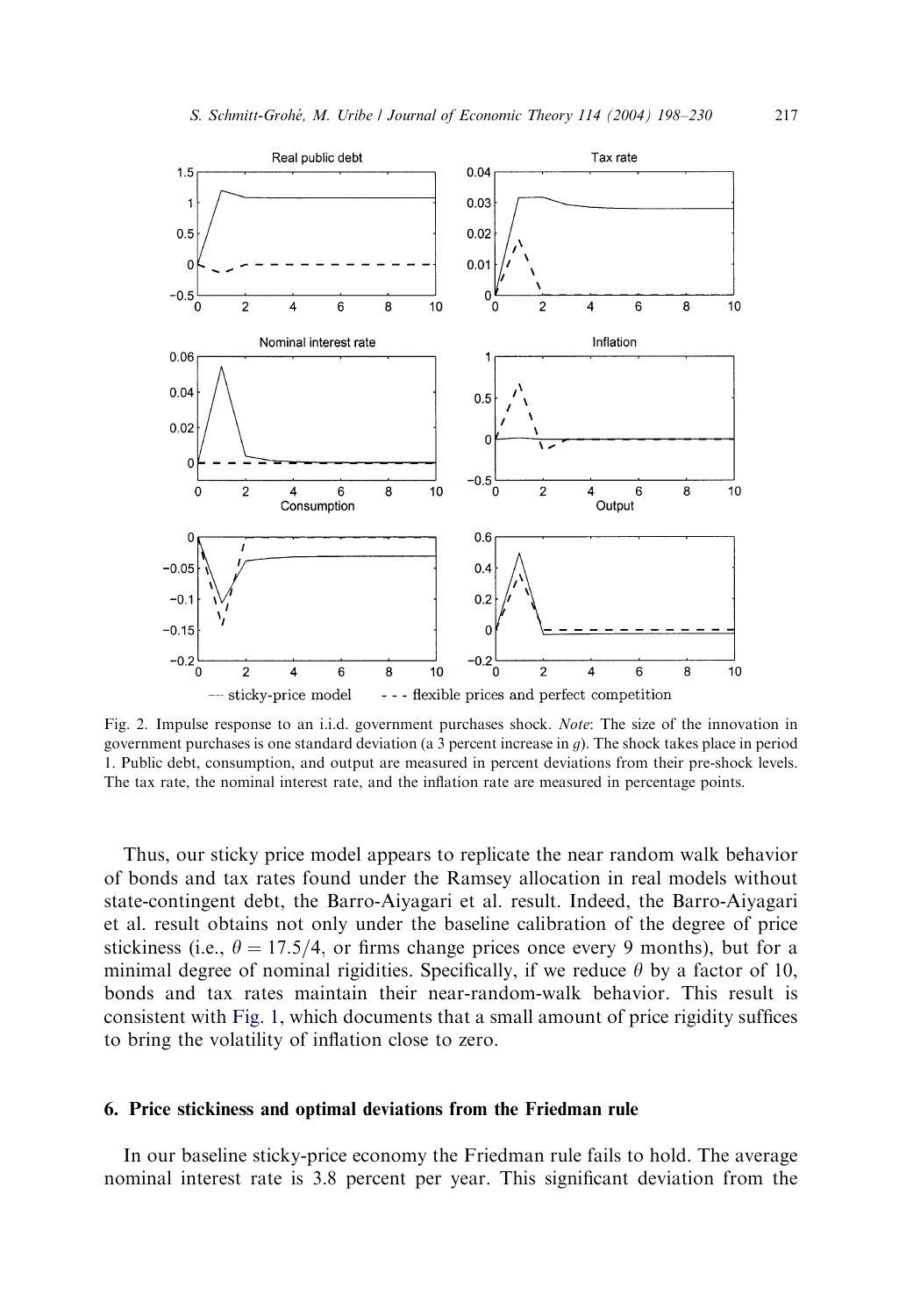Fig. 2. Impulse response to an i.i.d. government purchases shock. *Note*: The size of the innovation in government purchases is one standard deviation (a 3 percent increase in $g$). The shock takes place in period 1. Public debt, consumption, and output are measured in percent deviations from their pre-shock levels. The tax rate, the nominal interest rate, and the inflation rate are measured in percentage points.

Thus, our sticky price model appears to replicate the near random walk behavior of bonds and tax rates found under the Ramsey allocation in real models without state-contingent debt, the Barro-Aiyagari et al. result. Indeed, the Barro-Aiyagari et al. result obtains not only under the baseline calibration of the degree of price stickiness (i.e., $\theta = 17.5/4$, or firms change prices once every 9 months), but for a minimal degree of nominal rigidities. Specifically, if we reduce $\theta$ by a factor of 10, bonds and tax rates maintain their near-random-walk behavior. This result is consistent with Fig. 1, which documents that a small amount of price rigidity suffices to bring the volatility of inflation close to zero.

## 6. Price stickiness and optimal deviations from the Friedman rule

In our baseline sticky-price economy the Friedman rule fails to hold. The average nominal interest rate is 3.8 percent per year. This significant deviation from the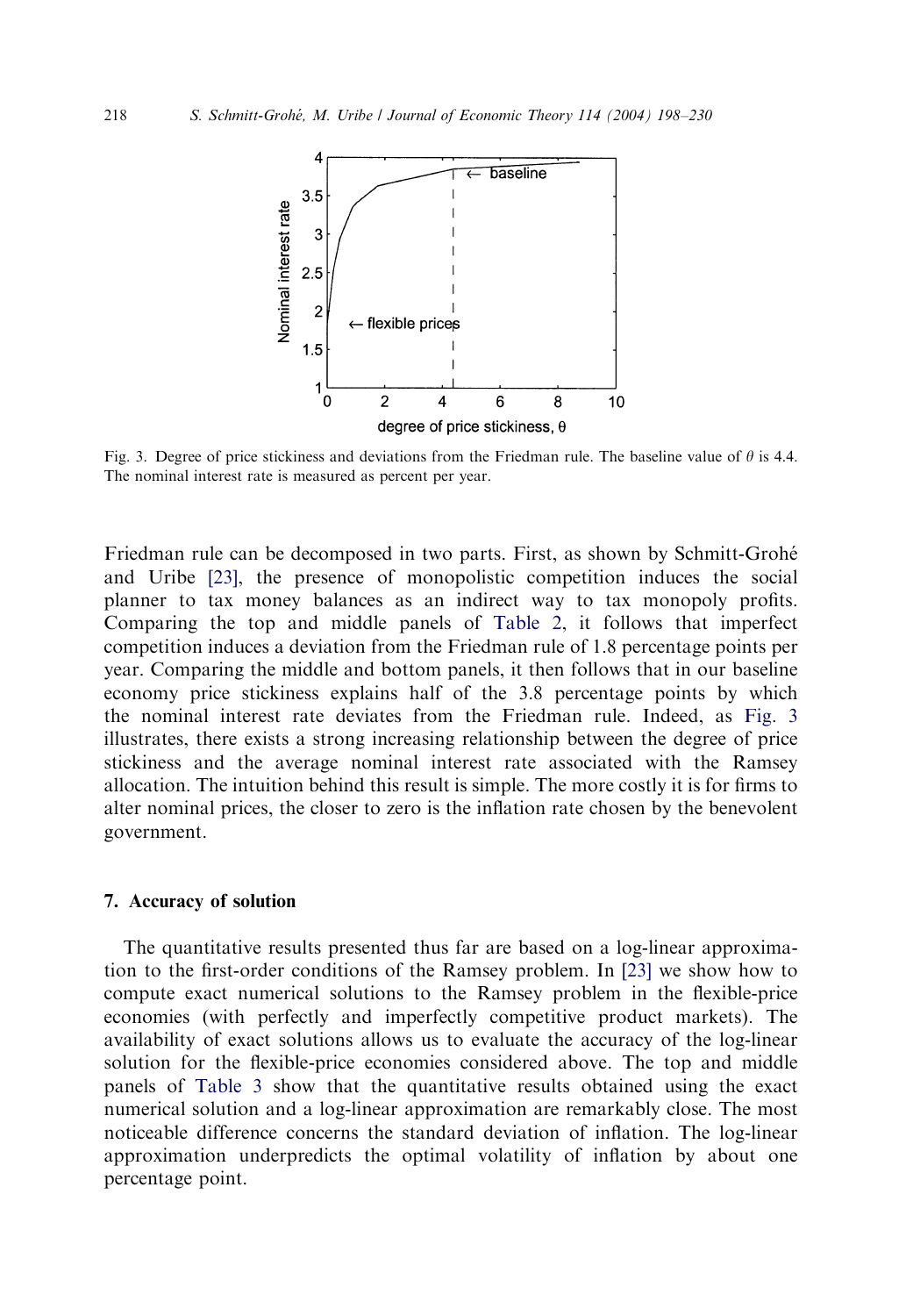Fig. 3. Degree of price stickiness and deviations from the Friedman rule. The baseline value of $\theta$ is 4.4. The nominal interest rate is measured as percent per year.

Friedman rule can be decomposed in two parts. First, as shown by Schmitt-Grohé and Uribe [23], the presence of monopolistic competition induces the social planner to tax money balances as an indirect way to tax monopoly profits. Comparing the top and middle panels of Table 2, it follows that imperfect competition induces a deviation from the Friedman rule of 1.8 percentage points per year. Comparing the middle and bottom panels, it then follows that in our baseline economy price stickiness explains half of the 3.8 percentage points by which the nominal interest rate deviates from the Friedman rule. Indeed, as Fig. 3 illustrates, there exists a strong increasing relationship between the degree of price stickiness and the average nominal interest rate associated with the Ramsey allocation. The intuition behind this result is simple. The more costly it is for firms to alter nominal prices, the closer to zero is the inflation rate chosen by the benevolent government.

## 7. Accuracy of solution

The quantitative results presented thus far are based on a log-linear approximation to the first-order conditions of the Ramsey problem. In [23] we show how to compute exact numerical solutions to the Ramsey problem in the flexible-price economies (with perfectly and imperfectly competitive product markets). The availability of exact solutions allows us to evaluate the accuracy of the log-linear solution for the flexible-price economies considered above. The top and middle panels of Table 3 show that the quantitative results obtained using the exact numerical solution and a log-linear approximation are remarkably close. The most noticeable difference concerns the standard deviation of inflation. The log-linear approximation underpredicts the optimal volatility of inflation by about one percentage point.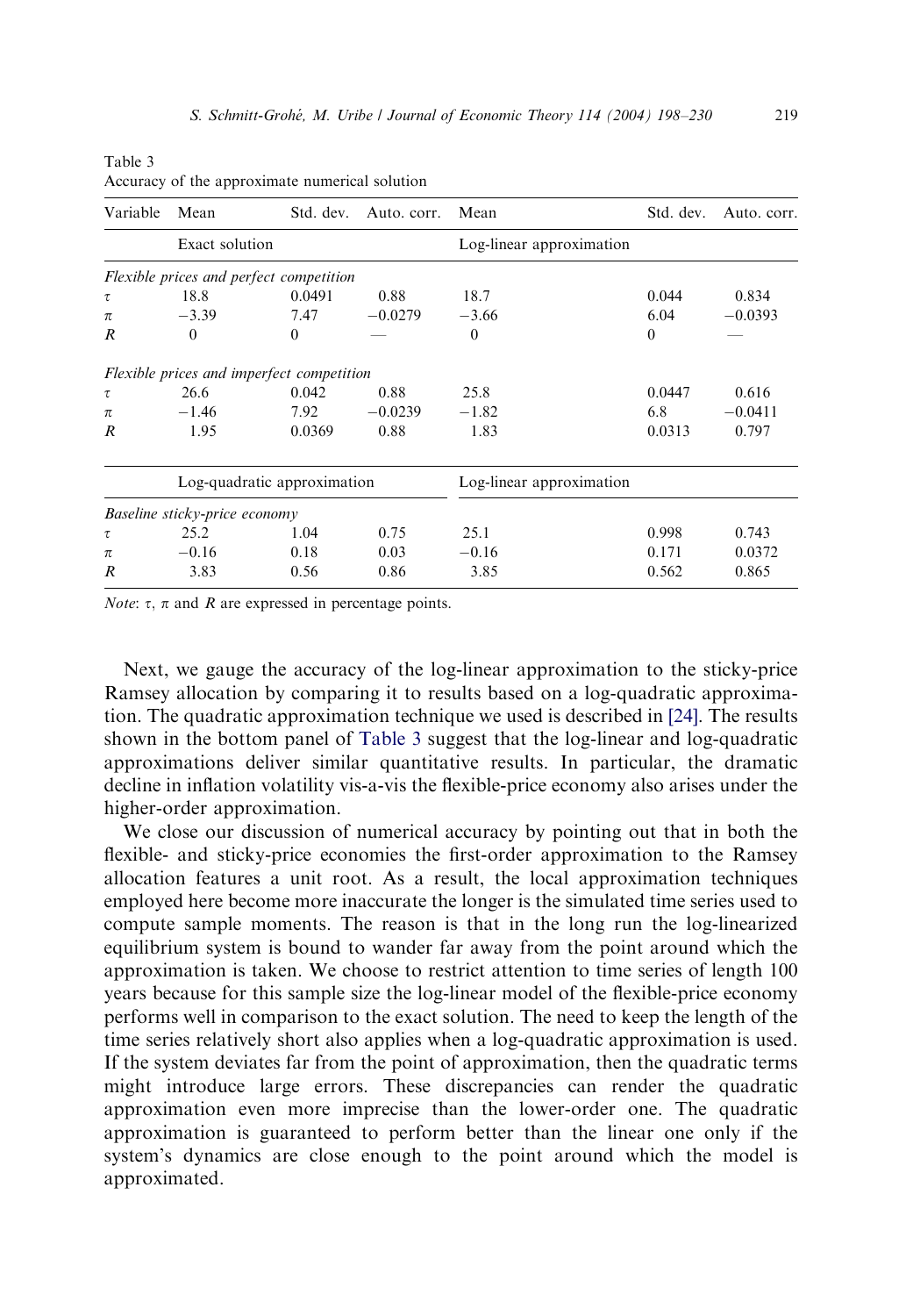Table 3
Accuracy of the approximate numerical solution

| Variable | Mean | Std. dev. | Auto. corr. | Mean | Std. dev. | Auto. corr. |
|---|---|---|---|---|---|---|
| | Exact solution | | | Log-linear approximation | | |
| *Flexible prices and perfect competition* | | | | | | |
| $\tau$ | 18.8 | 0.0491 | 0.88 | 18.7 | 0.044 | 0.834 |
| $\pi$ | $-3.39$ | 7.47 | $-0.0279$ | $-3.66$ | 6.04 | $-0.0393$ |
| $R$ | 0 | 0 | — | 0 | 0 | — |
| *Flexible prices and imperfect competition* | | | | | | |
| $\tau$ | 26.6 | 0.042 | 0.88 | 25.8 | 0.0447 | 0.616 |
| $\pi$ | $-1.46$ | 7.92 | $-0.0239$ | $-1.82$ | 6.8 | $-0.0411$ |
| $R$ | 1.95 | 0.0369 | 0.88 | 1.83 | 0.0313 | 0.797 |
| | Log-quadratic approximation | | | Log-linear approximation | | |
| *Baseline sticky-price economy* | | | | | | |
| $\tau$ | 25.2 | 1.04 | 0.75 | 25.1 | 0.998 | 0.743 |
| $\pi$ | $-0.16$ | 0.18 | 0.03 | $-0.16$ | 0.171 | 0.0372 |
| $R$ | 3.83 | 0.56 | 0.86 | 3.85 | 0.562 | 0.865 |

*Note*: $\tau$, $\pi$ and $R$ are expressed in percentage points.

Next, we gauge the accuracy of the log-linear approximation to the sticky-price Ramsey allocation by comparing it to results based on a log-quadratic approximation. The quadratic approximation technique we used is described in [24]. The results shown in the bottom panel of Table 3 suggest that the log-linear and log-quadratic approximations deliver similar quantitative results. In particular, the dramatic decline in inflation volatility vis-a-vis the flexible-price economy also arises under the higher-order approximation.

We close our discussion of numerical accuracy by pointing out that in both the flexible- and sticky-price economies the first-order approximation to the Ramsey allocation features a unit root. As a result, the local approximation techniques employed here become more inaccurate the longer is the simulated time series used to compute sample moments. The reason is that in the long run the log-linearized equilibrium system is bound to wander far away from the point around which the approximation is taken. We choose to restrict attention to time series of length 100 years because for this sample size the log-linear model of the flexible-price economy performs well in comparison to the exact solution. The need to keep the length of the time series relatively short also applies when a log-quadratic approximation is used. If the system deviates far from the point of approximation, then the quadratic terms might introduce large errors. These discrepancies can render the quadratic approximation even more imprecise than the lower-order one. The quadratic approximation is guaranteed to perform better than the linear one only if the system's dynamics are close enough to the point around which the model is approximated.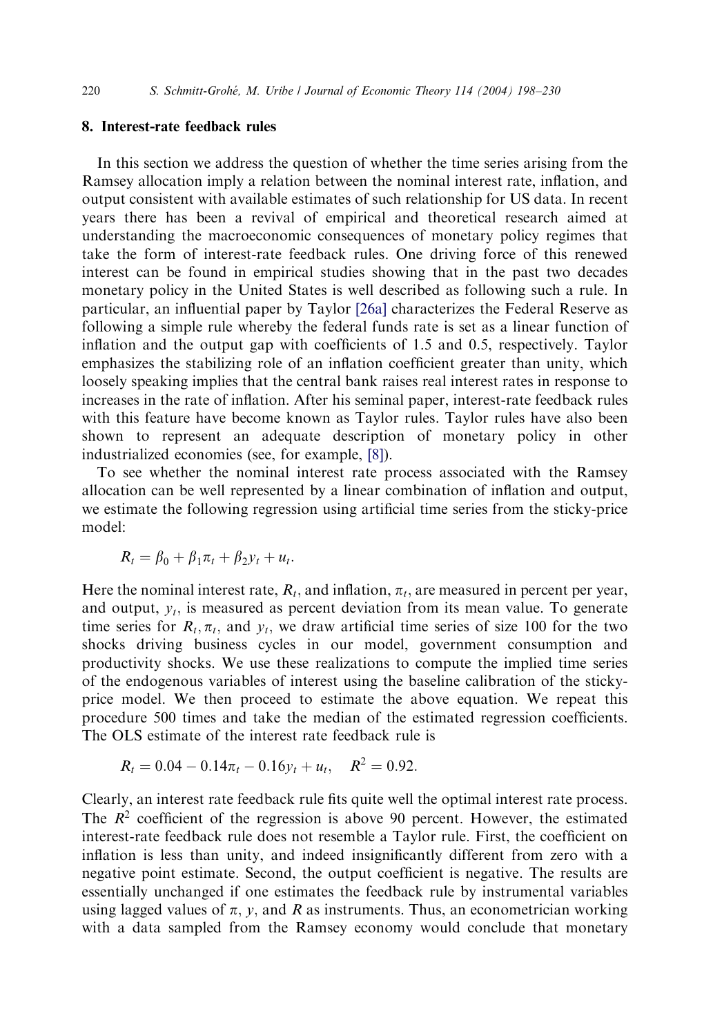## 8. Interest-rate feedback rules

In this section we address the question of whether the time series arising from the Ramsey allocation imply a relation between the nominal interest rate, inflation, and output consistent with available estimates of such relationship for US data. In recent years there has been a revival of empirical and theoretical research aimed at understanding the macroeconomic consequences of monetary policy regimes that take the form of interest-rate feedback rules. One driving force of this renewed interest can be found in empirical studies showing that in the past two decades monetary policy in the United States is well described as following such a rule. In particular, an influential paper by Taylor [26a] characterizes the Federal Reserve as following a simple rule whereby the federal funds rate is set as a linear function of inflation and the output gap with coefficients of 1.5 and 0.5, respectively. Taylor emphasizes the stabilizing role of an inflation coefficient greater than unity, which loosely speaking implies that the central bank raises real interest rates in response to increases in the rate of inflation. After his seminal paper, interest-rate feedback rules with this feature have become known as Taylor rules. Taylor rules have also been shown to represent an adequate description of monetary policy in other industrialized economies (see, for example, [8]).

To see whether the nominal interest rate process associated with the Ramsey allocation can be well represented by a linear combination of inflation and output, we estimate the following regression using artificial time series from the sticky-price model:

$$R_t = \beta_0 + \beta_1 \pi_t + \beta_2 y_t + u_t.$$

Here the nominal interest rate, $R_t$, and inflation, $\pi_t$, are measured in percent per year, and output, $y_t$, is measured as percent deviation from its mean value. To generate time series for $R_t, \pi_t$, and $y_t$, we draw artificial time series of size 100 for the two shocks driving business cycles in our model, government consumption and productivity shocks. We use these realizations to compute the implied time series of the endogenous variables of interest using the baseline calibration of the sticky-price model. We then proceed to estimate the above equation. We repeat this procedure 500 times and take the median of the estimated regression coefficients. The OLS estimate of the interest rate feedback rule is

$$R_t = 0.04 - 0.14\pi_t - 0.16 y_t + u_t, \quad R^2 = 0.92.$$

Clearly, an interest rate feedback rule fits quite well the optimal interest rate process. The $R^2$ coefficient of the regression is above 90 percent. However, the estimated interest-rate feedback rule does not resemble a Taylor rule. First, the coefficient on inflation is less than unity, and indeed insignificantly different from zero with a negative point estimate. Second, the output coefficient is negative. The results are essentially unchanged if one estimates the feedback rule by instrumental variables using lagged values of $\pi$, $y$, and $R$ as instruments. Thus, an econometrician working with a data sampled from the Ramsey economy would conclude that monetary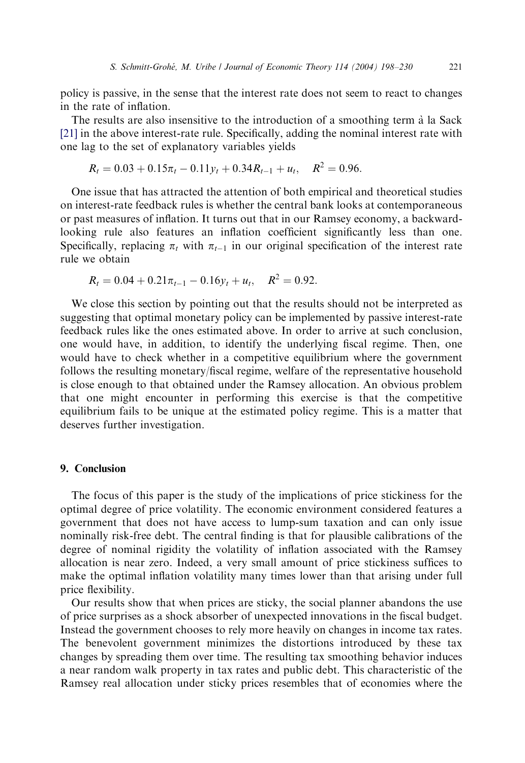policy is passive, in the sense that the interest rate does not seem to react to changes in the rate of inflation.

The results are also insensitive to the introduction of a smoothing term à la Sack [21] in the above interest-rate rule. Specifically, adding the nominal interest rate with one lag to the set of explanatory variables yields

$$R_t = 0.03 + 0.15\pi_t - 0.11y_t + 0.34R_{t-1} + u_t, \quad R^2 = 0.96.$$

One issue that has attracted the attention of both empirical and theoretical studies on interest-rate feedback rules is whether the central bank looks at contemporaneous or past measures of inflation. It turns out that in our Ramsey economy, a backward-looking rule also features an inflation coefficient significantly less than one. Specifically, replacing $\pi_t$ with $\pi_{t-1}$ in our original specification of the interest rate rule we obtain

$$R_t = 0.04 + 0.21\pi_{t-1} - 0.16y_t + u_t, \quad R^2 = 0.92.$$

We close this section by pointing out that the results should not be interpreted as suggesting that optimal monetary policy can be implemented by passive interest-rate feedback rules like the ones estimated above. In order to arrive at such conclusion, one would have, in addition, to identify the underlying fiscal regime. Then, one would have to check whether in a competitive equilibrium where the government follows the resulting monetary/fiscal regime, welfare of the representative household is close enough to that obtained under the Ramsey allocation. An obvious problem that one might encounter in performing this exercise is that the competitive equilibrium fails to be unique at the estimated policy regime. This is a matter that deserves further investigation.

## 9. Conclusion

The focus of this paper is the study of the implications of price stickiness for the optimal degree of price volatility. The economic environment considered features a government that does not have access to lump-sum taxation and can only issue nominally risk-free debt. The central finding is that for plausible calibrations of the degree of nominal rigidity the volatility of inflation associated with the Ramsey allocation is near zero. Indeed, a very small amount of price stickiness suffices to make the optimal inflation volatility many times lower than that arising under full price flexibility.

Our results show that when prices are sticky, the social planner abandons the use of price surprises as a shock absorber of unexpected innovations in the fiscal budget. Instead the government chooses to rely more heavily on changes in income tax rates. The benevolent government minimizes the distortions introduced by these tax changes by spreading them over time. The resulting tax smoothing behavior induces a near random walk property in tax rates and public debt. This characteristic of the Ramsey real allocation under sticky prices resembles that of economies where the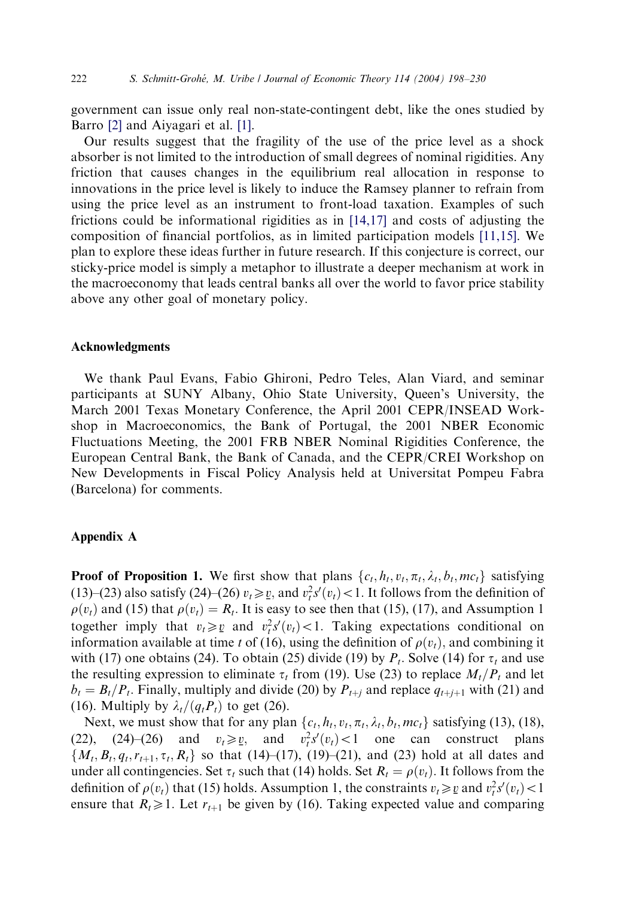government can issue only real non-state-contingent debt, like the ones studied by Barro [2] and Aiyagari et al. [1].

Our results suggest that the fragility of the use of the price level as a shock absorber is not limited to the introduction of small degrees of nominal rigidities. Any friction that causes changes in the equilibrium real allocation in response to innovations in the price level is likely to induce the Ramsey planner to refrain from using the price level as an instrument to front-load taxation. Examples of such frictions could be informational rigidities as in [14,17] and costs of adjusting the composition of financial portfolios, as in limited participation models [11,15]. We plan to explore these ideas further in future research. If this conjecture is correct, our sticky-price model is simply a metaphor to illustrate a deeper mechanism at work in the macroeconomy that leads central banks all over the world to favor price stability above any other goal of monetary policy.

## Acknowledgments

We thank Paul Evans, Fabio Ghironi, Pedro Teles, Alan Viard, and seminar participants at SUNY Albany, Ohio State University, Queen's University, the March 2001 Texas Monetary Conference, the April 2001 CEPR/INSEAD Workshop in Macroeconomics, the Bank of Portugal, the 2001 NBER Economic Fluctuations Meeting, the 2001 FRB NBER Nominal Rigidities Conference, the European Central Bank, the Bank of Canada, and the CEPR/CREI Workshop on New Developments in Fiscal Policy Analysis held at Universitat Pompeu Fabra (Barcelona) for comments.

## Appendix A

**Proof of Proposition 1.** We first show that plans $\{c_t, h_t, v_t, \pi_t, \lambda_t, b_t, mc_t\}$ satisfying (13)–(23) also satisfy (24)–(26) $v_t \geqslant \underline{v}$, and $v_t^2 s'(v_t) < 1$. It follows from the definition of $\rho(v_t)$ and (15) that $\rho(v_t) = R_t$. It is easy to see then that (15), (17), and Assumption 1 together imply that $v_t \geqslant \underline{v}$ and $v_t^2 s'(v_t) < 1$. Taking expectations conditional on information available at time $t$ of (16), using the definition of $\rho(v_t)$, and combining it with (17) one obtains (24). To obtain (25) divide (19) by $P_t$. Solve (14) for $\tau_t$ and use the resulting expression to eliminate $\tau_t$ from (19). Use (23) to replace $M_t/P_t$ and let $b_t = B_t/P_t$. Finally, multiply and divide (20) by $P_{t+j}$ and replace $q_{t+j+1}$ with (21) and (16). Multiply by $\lambda_t/(q_t P_t)$ to get (26).

Next, we must show that for any plan $\{c_t, h_t, v_t, \pi_t, \lambda_t, b_t, mc_t\}$ satisfying (13), (18), (22), (24)–(26) and $v_t \geqslant \underline{v}$, and $v_t^2 s'(v_t) < 1$ one can construct plans $\{M_t, B_t, q_t, r_{t+1}, \tau_t, R_t\}$ so that (14)–(17), (19)–(21), and (23) hold at all dates and under all contingencies. Set $\tau_t$ such that (14) holds. Set $R_t = \rho(v_t)$. It follows from the definition of $\rho(v_t)$ that (15) holds. Assumption 1, the constraints $v_t \geqslant \underline{v}$ and $v_t^2 s'(v_t) < 1$ ensure that $R_t \geqslant 1$. Let $r_{t+1}$ be given by (16). Taking expected value and comparing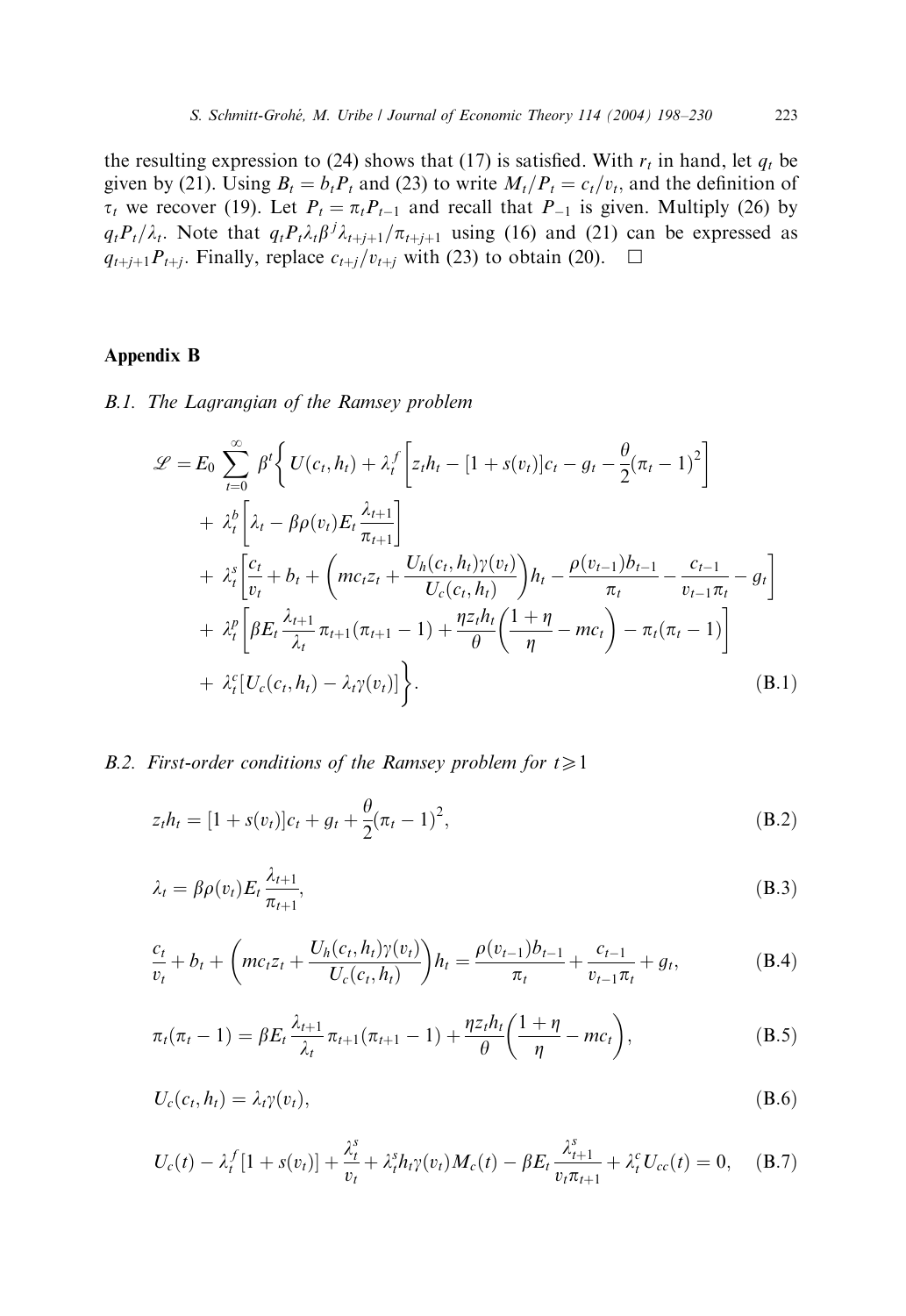the resulting expression to (24) shows that (17) is satisfied. With $r_t$ in hand, let $q_t$ be given by (21). Using $B_t = b_t P_t$ and (23) to write $M_t/P_t = c_t/v_t$, and the definition of $\tau_t$ we recover (19). Let $P_t = \pi_t P_{t-1}$ and recall that $P_{-1}$ is given. Multiply (26) by $q_t P_t/\lambda_t$. Note that $q_t P_t \lambda_t \beta^j \lambda_{t+j+1}/\pi_{t+j+1}$ using (16) and (21) can be expressed as $q_{t+j+1} P_{t+j}$. Finally, replace $c_{t+j}/v_{t+j}$ with (23) to obtain (20). $\square$

## Appendix B

### B.1. The Lagrangian of the Ramsey problem

$$
\begin{aligned}
\mathscr{L} = E_0 \sum_{t=0}^{\infty} \beta^t \Bigg\{ & U(c_t, h_t) + \lambda_t^f \left[ z_t h_t - [1 + s(v_t)] c_t - g_t - \frac{\theta}{2}(\pi_t - 1)^2 \right] \\
& + \lambda_t^b \left[ \lambda_t - \beta \rho(v_t) E_t \frac{\lambda_{t+1}}{\pi_{t+1}} \right] \\
& + \lambda_t^s \left[ \frac{c_t}{v_t} + b_t + \left( mc_t z_t + \frac{U_h(c_t, h_t)\gamma(v_t)}{U_c(c_t, h_t)} \right) h_t - \frac{\rho(v_{t-1}) b_{t-1}}{\pi_t} - \frac{c_{t-1}}{v_{t-1}\pi_t} - g_t \right] \\
& + \lambda_t^p \left[ \beta E_t \frac{\lambda_{t+1}}{\lambda_t} \pi_{t+1}(\pi_{t+1} - 1) + \frac{\eta z_t h_t}{\theta} \left( \frac{1+\eta}{\eta} - mc_t \right) - \pi_t(\pi_t - 1) \right] \\
& + \lambda_t^c [U_c(c_t, h_t) - \lambda_t \gamma(v_t)] \Bigg\}. 
\end{aligned} \tag{B.1}
$$

### B.2. First-order conditions of the Ramsey problem for $t \geqslant 1$

$$
z_t h_t = [1 + s(v_t)] c_t + g_t + \frac{\theta}{2}(\pi_t - 1)^2, \tag{B.2}
$$

$$
\lambda_t = \beta \rho(v_t) E_t \frac{\lambda_{t+1}}{\pi_{t+1}}, \tag{B.3}
$$

$$
\frac{c_t}{v_t} + b_t + \left( mc_t z_t + \frac{U_h(c_t, h_t)\gamma(v_t)}{U_c(c_t, h_t)} \right) h_t = \frac{\rho(v_{t-1}) b_{t-1}}{\pi_t} + \frac{c_{t-1}}{v_{t-1}\pi_t} + g_t, \tag{B.4}
$$

$$
\pi_t(\pi_t - 1) = \beta E_t \frac{\lambda_{t+1}}{\lambda_t} \pi_{t+1}(\pi_{t+1} - 1) + \frac{\eta z_t h_t}{\theta} \left( \frac{1+\eta}{\eta} - mc_t \right), \tag{B.5}
$$

$$
U_c(c_t, h_t) = \lambda_t \gamma(v_t), \tag{B.6}
$$

$$
U_c(t) - \lambda_t^f [1 + s(v_t)] + \frac{\lambda_t^s}{v_t} + \lambda_t^s h_t \gamma(v_t) M_c(t) - \beta E_t \frac{\lambda_{t+1}^s}{v_t \pi_{t+1}} + \lambda_t^c U_{cc}(t) = 0, \tag{B.7}
$$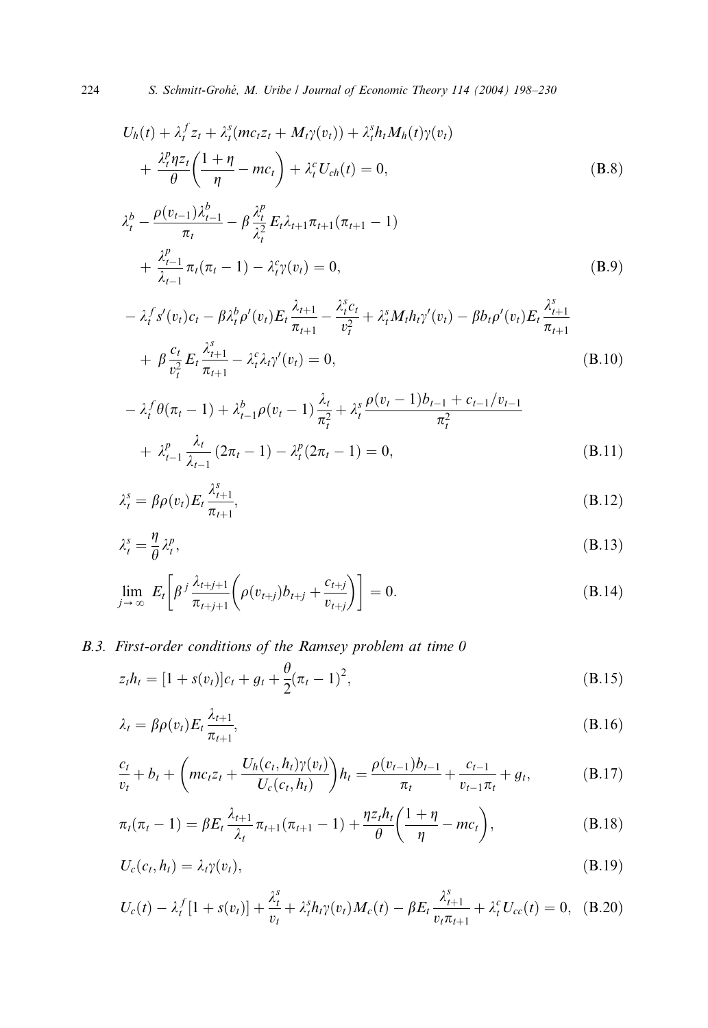$$U_h(t) + \lambda_t^f z_t + \lambda_t^s(mc_t z_t + M_t \gamma(v_t)) + \lambda_t^s h_t M_h(t)\gamma(v_t) + \frac{\lambda_t^p \eta z_t}{\theta}\left(\frac{1+\eta}{\eta} - mc_t\right) + \lambda_t^c U_{ch}(t) = 0, \tag{B.8}$$

$$\lambda_t^b - \frac{\rho(v_{t-1})\lambda_{t-1}^b}{\pi_t} - \beta\frac{\lambda_t^p}{\lambda_t^2}E_t\lambda_{t+1}\pi_{t+1}(\pi_{t+1}-1) + \frac{\lambda_{t-1}^p}{\lambda_{t-1}}\pi_t(\pi_t - 1) - \lambda_t^c\gamma(v_t) = 0, \tag{B.9}$$

$$-\lambda_t^f s'(v_t)c_t - \beta\lambda_t^b\rho'(v_t)E_t\frac{\lambda_{t+1}}{\pi_{t+1}} - \frac{\lambda_t^s c_t}{v_t^2} + \lambda_t^s M_t h_t \gamma'(v_t) - \beta b_t \rho'(v_t)E_t\frac{\lambda_{t+1}^s}{\pi_{t+1}} + \beta\frac{c_t}{v_t^2}E_t\frac{\lambda_{t+1}^s}{\pi_{t+1}} - \lambda_t^c\lambda_t\gamma'(v_t) = 0, \tag{B.10}$$

$$-\lambda_t^f\theta(\pi_t - 1) + \lambda_{t-1}^b\rho(v_t - 1)\frac{\lambda_t}{\pi_t^2} + \lambda_t^s\frac{\rho(v_t-1)b_{t-1} + c_{t-1}/v_{t-1}}{\pi_t^2} + \lambda_{t-1}^p\frac{\lambda_t}{\lambda_{t-1}}(2\pi_t - 1) - \lambda_t^p(2\pi_t - 1) = 0, \tag{B.11}$$

$$\lambda_t^s = \beta\rho(v_t)E_t\frac{\lambda_{t+1}^s}{\pi_{t+1}}, \tag{B.12}$$

$$\lambda_t^s = \frac{\eta}{\theta}\lambda_t^p, \tag{B.13}$$

$$\lim_{j\to\infty} E_t\left[\beta^j\frac{\lambda_{t+j+1}}{\pi_{t+j+1}}\left(\rho(v_{t+j})b_{t+j} + \frac{c_{t+j}}{v_{t+j}}\right)\right] = 0. \tag{B.14}$$

### B.3. First-order conditions of the Ramsey problem at time 0

$$z_t h_t = [1 + s(v_t)]c_t + g_t + \frac{\theta}{2}(\pi_t - 1)^2, \tag{B.15}$$

$$\lambda_t = \beta\rho(v_t)E_t\frac{\lambda_{t+1}}{\pi_{t+1}}, \tag{B.16}$$

$$\frac{c_t}{v_t} + b_t + \left(mc_t z_t + \frac{U_h(c_t,h_t)\gamma(v_t)}{U_c(c_t,h_t)}\right)h_t = \frac{\rho(v_{t-1})b_{t-1}}{\pi_t} + \frac{c_{t-1}}{v_{t-1}\pi_t} + g_t, \tag{B.17}$$

$$\pi_t(\pi_t - 1) = \beta E_t\frac{\lambda_{t+1}}{\lambda_t}\pi_{t+1}(\pi_{t+1} - 1) + \frac{\eta z_t h_t}{\theta}\left(\frac{1+\eta}{\eta} - mc_t\right), \tag{B.18}$$

$$U_c(c_t, h_t) = \lambda_t\gamma(v_t), \tag{B.19}$$

$$U_c(t) - \lambda_t^f[1 + s(v_t)] + \frac{\lambda_t^s}{v_t} + \lambda_t^s h_t\gamma(v_t)M_c(t) - \beta E_t\frac{\lambda_{t+1}^s}{v_t\pi_{t+1}} + \lambda_t^c U_{cc}(t) = 0, \tag{B.20}$$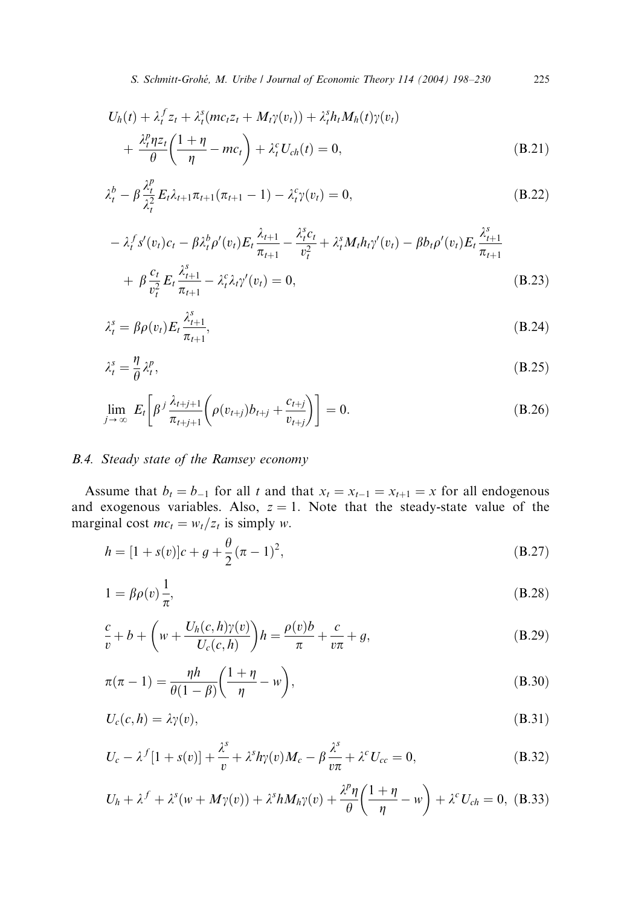$$U_h(t) + \lambda_t^f z_t + \lambda_t^s(mc_t z_t + M_t\gamma(v_t)) + \lambda_t^s h_t M_h(t)\gamma(v_t) + \frac{\lambda_t^p \eta z_t}{\theta}\left(\frac{1+\eta}{\eta} - mc_t\right) + \lambda_t^c U_{ch}(t) = 0, \tag{B.21}$$

$$\lambda_t^b - \beta \frac{\lambda_t^p}{\lambda_t^2} E_t \lambda_{t+1}\pi_{t+1}(\pi_{t+1} - 1) - \lambda_t^c \gamma(v_t) = 0, \tag{B.22}$$

$$-\lambda_t^f s'(v_t)c_t - \beta\lambda_t^b \rho'(v_t) E_t \frac{\lambda_{t+1}}{\pi_{t+1}} - \frac{\lambda_t^s c_t}{v_t^2} + \lambda_t^s M_t h_t \gamma'(v_t) - \beta b_t \rho'(v_t) E_t \frac{\lambda_{t+1}^s}{\pi_{t+1}} + \beta \frac{c_t}{v_t^2} E_t \frac{\lambda_{t+1}^s}{\pi_{t+1}} - \lambda_t^c \lambda_t \gamma'(v_t) = 0, \tag{B.23}$$

$$\lambda_t^s = \beta\rho(v_t) E_t \frac{\lambda_{t+1}^s}{\pi_{t+1}}, \tag{B.24}$$

$$\lambda_t^s = \frac{\eta}{\theta}\lambda_t^p, \tag{B.25}$$

$$\lim_{j\to\infty} E_t\left[\beta^j \frac{\lambda_{t+j+1}}{\pi_{t+j+1}}\left(\rho(v_{t+j})b_{t+j} + \frac{c_{t+j}}{v_{t+j}}\right)\right] = 0. \tag{B.26}$$

### B.4. Steady state of the Ramsey economy

Assume that $b_t = b_{-1}$ for all $t$ and that $x_t = x_{t-1} = x_{t+1} = x$ for all endogenous and exogenous variables. Also, $z = 1$. Note that the steady-state value of the marginal cost $mc_t = w_t/z_t$ is simply $w$.

$$h = [1 + s(v)]c + g + \frac{\theta}{2}(\pi - 1)^2, \tag{B.27}$$

$$1 = \beta\rho(v)\frac{1}{\pi}, \tag{B.28}$$

$$\frac{c}{v} + b + \left(w + \frac{U_h(c,h)\gamma(v)}{U_c(c,h)}\right)h = \frac{\rho(v)b}{\pi} + \frac{c}{v\pi} + g, \tag{B.29}$$

$$\pi(\pi - 1) = \frac{\eta h}{\theta(1-\beta)}\left(\frac{1+\eta}{\eta} - w\right), \tag{B.30}$$

$$U_c(c,h) = \lambda\gamma(v), \tag{B.31}$$

$$U_c - \lambda^f[1 + s(v)] + \frac{\lambda^s}{v} + \lambda^s h\gamma(v)M_c - \beta\frac{\lambda^s}{v\pi} + \lambda^c U_{cc} = 0, \tag{B.32}$$

$$U_h + \lambda^f + \lambda^s(w + M\gamma(v)) + \lambda^s h M_h \gamma(v) + \frac{\lambda^p \eta}{\theta}\left(\frac{1+\eta}{\eta} - w\right) + \lambda^c U_{ch} = 0, \tag{B.33}$$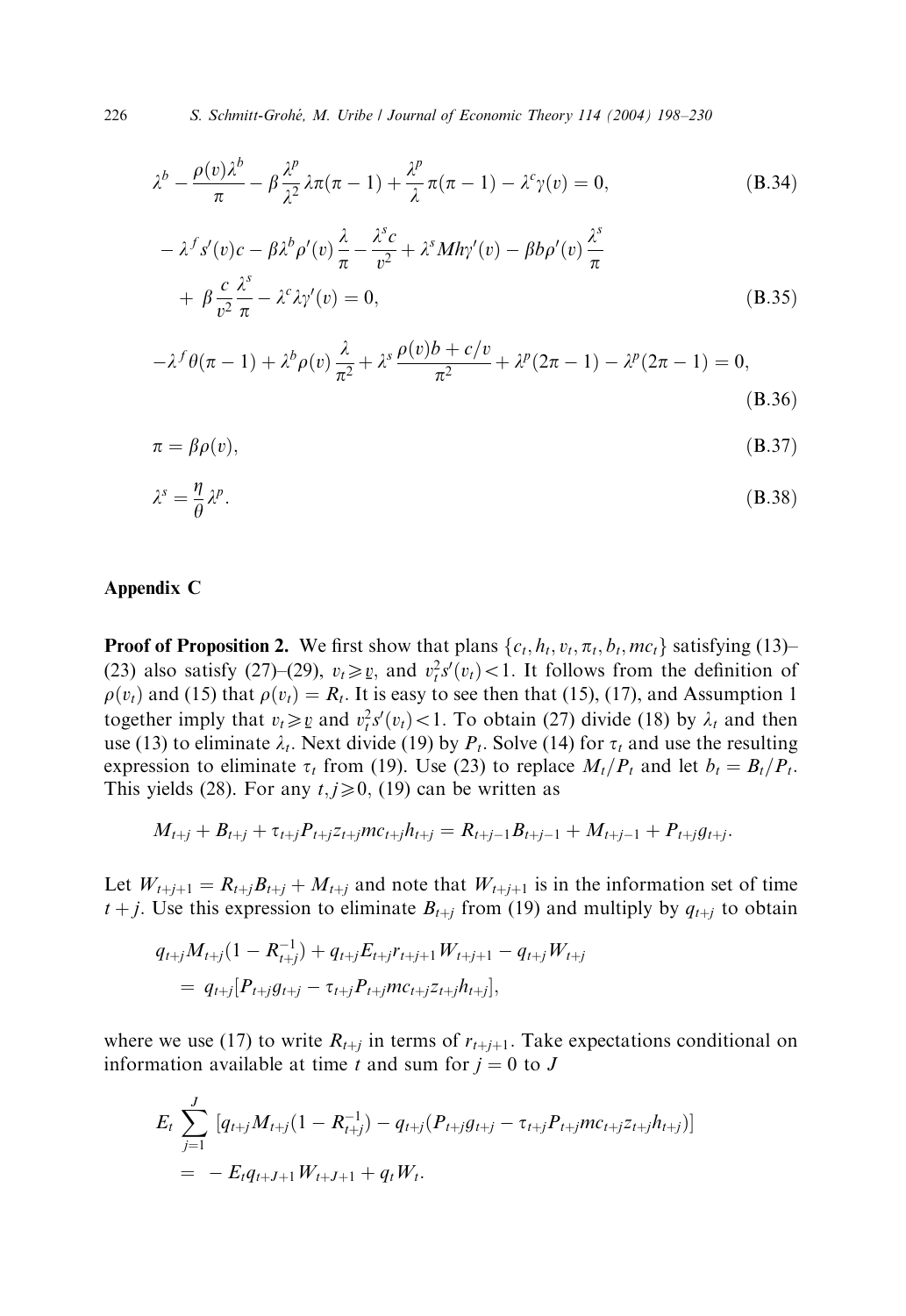$$\lambda^b - \frac{\rho(v)\lambda^b}{\pi} - \beta\frac{\lambda^p}{\lambda^2}\lambda\pi(\pi-1) + \frac{\lambda^p}{\lambda}\pi(\pi-1) - \lambda^c\gamma(v) = 0, \tag{B.34}$$

$$\begin{aligned} &-\lambda^f s'(v)c - \beta\lambda^b\rho'(v)\frac{\lambda}{\pi} - \frac{\lambda^s c}{v^2} + \lambda^s Mh\gamma'(v) - \beta b\rho'(v)\frac{\lambda^s}{\pi} \\ &+ \beta\frac{c}{v^2}\frac{\lambda^s}{\pi} - \lambda^c\lambda\gamma'(v) = 0, \end{aligned} \tag{B.35}$$

$$-\lambda^f\theta(\pi-1) + \lambda^b\rho(v)\frac{\lambda}{\pi^2} + \lambda^s\frac{\rho(v)b + c/v}{\pi^2} + \lambda^p(2\pi-1) - \lambda^p(2\pi-1) = 0, \tag{B.36}$$

$$\pi = \beta\rho(v), \tag{B.37}$$

$$\lambda^s = \frac{\eta}{\theta}\lambda^p. \tag{B.38}$$

## Appendix C

**Proof of Proposition 2.** We first show that plans $\{c_t, h_t, v_t, \pi_t, b_t, mc_t\}$ satisfying (13)–(23) also satisfy (27)–(29), $v_t \geqslant \underline{v}$, and $v_t^2 s'(v_t) < 1$. It follows from the definition of $\rho(v_t)$ and (15) that $\rho(v_t) = R_t$. It is easy to see then that (15), (17), and Assumption 1 together imply that $v_t \geqslant \underline{v}$ and $v_t^2 s'(v_t) < 1$. To obtain (27) divide (18) by $\lambda_t$ and then use (13) to eliminate $\lambda_t$. Next divide (19) by $P_t$. Solve (14) for $\tau_t$ and use the resulting expression to eliminate $\tau_t$ from (19). Use (23) to replace $M_t/P_t$ and let $b_t = B_t/P_t$. This yields (28). For any $t, j \geqslant 0$, (19) can be written as

$$M_{t+j} + B_{t+j} + \tau_{t+j}P_{t+j}z_{t+j}mc_{t+j}h_{t+j} = R_{t+j-1}B_{t+j-1} + M_{t+j-1} + P_{t+j}g_{t+j}.$$

Let $W_{t+j+1} = R_{t+j}B_{t+j} + M_{t+j}$ and note that $W_{t+j+1}$ is in the information set of time $t+j$. Use this expression to eliminate $B_{t+j}$ from (19) and multiply by $q_{t+j}$ to obtain

$$\begin{aligned} &q_{t+j}M_{t+j}(1 - R_{t+j}^{-1}) + q_{t+j}E_{t+j}r_{t+j+1}W_{t+j+1} - q_{t+j}W_{t+j} \\ &= q_{t+j}[P_{t+j}g_{t+j} - \tau_{t+j}P_{t+j}mc_{t+j}z_{t+j}h_{t+j}], \end{aligned}$$

where we use (17) to write $R_{t+j}$ in terms of $r_{t+j+1}$. Take expectations conditional on information available at time $t$ and sum for $j = 0$ to $J$

$$\begin{aligned} &E_t\sum_{j=1}^{J}[q_{t+j}M_{t+j}(1 - R_{t+j}^{-1}) - q_{t+j}(P_{t+j}g_{t+j} - \tau_{t+j}P_{t+j}mc_{t+j}z_{t+j}h_{t+j})] \\ &= -E_t q_{t+J+1}W_{t+J+1} + q_t W_t. \end{aligned}$$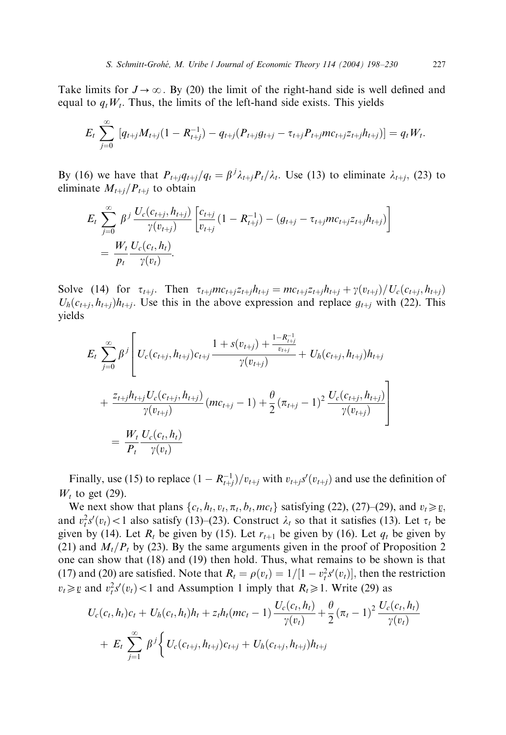Take limits for $J \to \infty$. By (20) the limit of the right-hand side is well defined and equal to $q_t W_t$. Thus, the limits of the left-hand side exists. This yields

$$E_t \sum_{j=0}^{\infty} [q_{t+j} M_{t+j}(1 - R_{t+j}^{-1}) - q_{t+j}(P_{t+j} g_{t+j} - \tau_{t+j} P_{t+j} mc_{t+j} z_{t+j} h_{t+j})] = q_t W_t.$$

By (16) we have that $P_{t+j} q_{t+j}/q_t = \beta^j \lambda_{t+j} P_t / \lambda_t$. Use (13) to eliminate $\lambda_{t+j}$, (23) to eliminate $M_{t+j}/P_{t+j}$ to obtain

$$E_t \sum_{j=0}^{\infty} \beta^j \frac{U_c(c_{t+j}, h_{t+j})}{\gamma(v_{t+j})} \left[ \frac{c_{t+j}}{v_{t+j}} (1 - R_{t+j}^{-1}) - (g_{t+j} - \tau_{t+j} mc_{t+j} z_{t+j} h_{t+j}) \right]$$
$$= \frac{W_t}{p_t} \frac{U_c(c_t, h_t)}{\gamma(v_t)}.$$

Solve (14) for $\tau_{t+j}$. Then $\tau_{t+j} mc_{t+j} z_{t+j} h_{t+j} = mc_{t+j} z_{t+j} h_{t+j} + \gamma(v_{t+j})/U_c(c_{t+j}, h_{t+j}) U_h(c_{t+j}, h_{t+j}) h_{t+j}$. Use this in the above expression and replace $g_{t+j}$ with (22). This yields

$$E_t \sum_{j=0}^{\infty} \beta^j \left[ U_c(c_{t+j}, h_{t+j}) c_{t+j} \frac{1 + s(v_{t+j}) + \frac{1 - R_{t+j}^{-1}}{v_{t+j}}}{\gamma(v_{t+j})} + U_h(c_{t+j}, h_{t+j}) h_{t+j} \right.$$
$$\left. + \frac{z_{t+j} h_{t+j} U_c(c_{t+j}, h_{t+j})}{\gamma(v_{t+j})} (mc_{t+j} - 1) + \frac{\theta}{2} (\pi_{t+j} - 1)^2 \frac{U_c(c_{t+j}, h_{t+j})}{\gamma(v_{t+j})} \right]$$
$$= \frac{W_t}{P_t} \frac{U_c(c_t, h_t)}{\gamma(v_t)}$$

Finally, use (15) to replace $(1 - R_{t+j}^{-1})/v_{t+j}$ with $v_{t+j} s'(v_{t+j})$ and use the definition of $W_t$ to get (29).

We next show that plans $\{c_t, h_t, v_t, \pi_t, b_t, mc_t\}$ satisfying (22), (27)–(29), and $v_t \geqslant \underline{v}$, and $v_t^2 s'(v_t) < 1$ also satisfy (13)–(23). Construct $\lambda_t$ so that it satisfies (13). Let $\tau_t$ be given by (14). Let $R_t$ be given by (15). Let $r_{t+1}$ be given by (16). Let $q_t$ be given by (21) and $M_t/P_t$ by (23). By the same arguments given in the proof of Proposition 2 one can show that (18) and (19) then hold. Thus, what remains to be shown is that (17) and (20) are satisfied. Note that $R_t = \rho(v_t) = 1/[1 - v_t^2 s'(v_t)]$, then the restriction $v_t \geqslant \underline{v}$ and $v_t^2 s'(v_t) < 1$ and Assumption 1 imply that $R_t \geqslant 1$. Write (29) as

$$U_c(c_t, h_t) c_t + U_h(c_t, h_t) h_t + z_t h_t (mc_t - 1) \frac{U_c(c_t, h_t)}{\gamma(v_t)} + \frac{\theta}{2} (\pi_t - 1)^2 \frac{U_c(c_t, h_t)}{\gamma(v_t)}$$
$$+ E_t \sum_{j=1}^{\infty} \beta^j \left\{ U_c(c_{t+j}, h_{t+j}) c_{t+j} + U_h(c_{t+j}, h_{t+j}) h_{t+j} \right.$$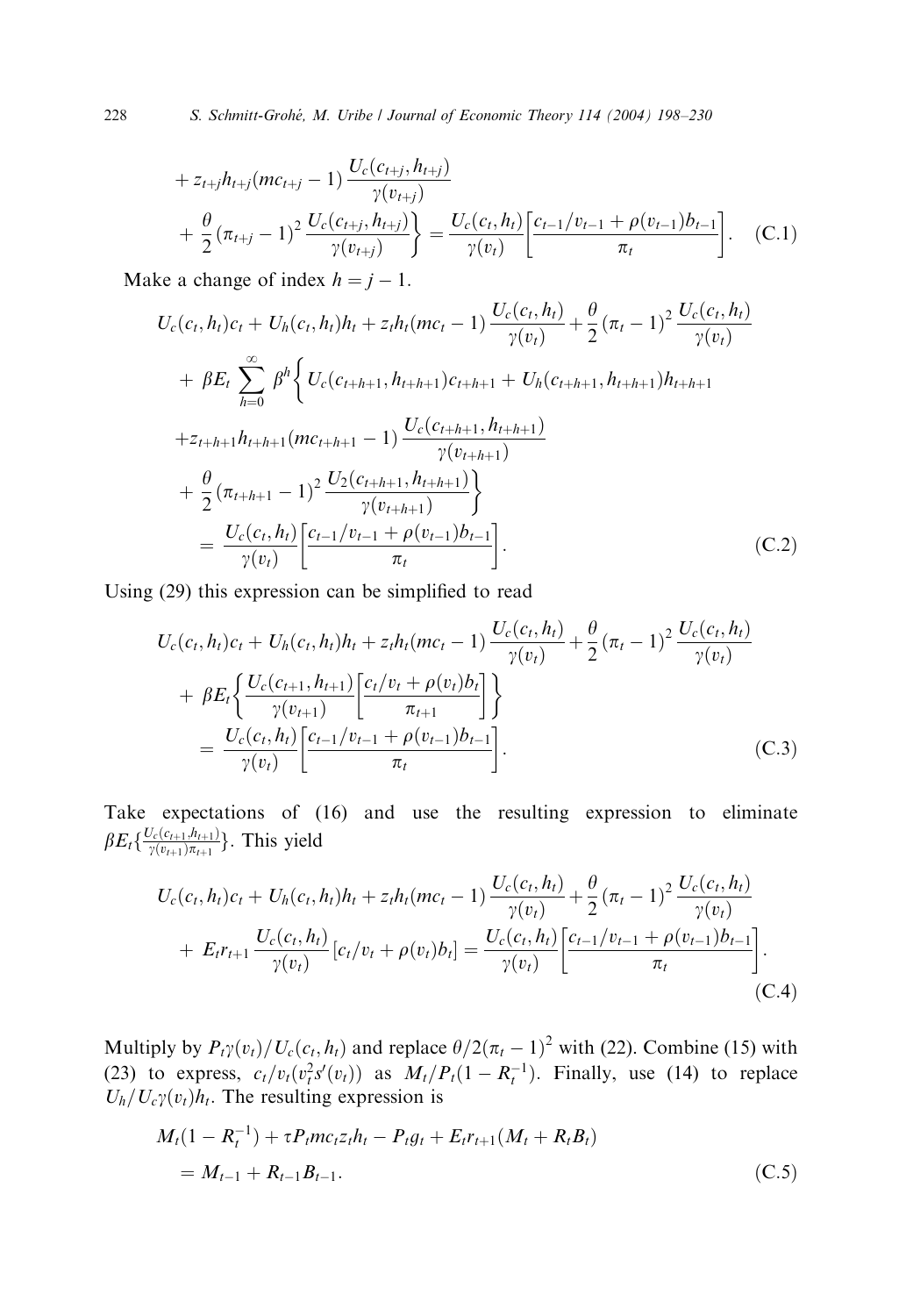$$
+ z_{t+j}h_{t+j}(mc_{t+j}-1)\frac{U_c(c_{t+j},h_{t+j})}{\gamma(v_{t+j})}
$$

$$
+ \frac{\theta}{2}(\pi_{t+j}-1)^2\frac{U_c(c_{t+j},h_{t+j})}{\gamma(v_{t+j})}\Bigg\} = \frac{U_c(c_t,h_t)}{\gamma(v_t)}\left[\frac{c_{t-1}/v_{t-1}+\rho(v_{t-1})b_{t-1}}{\pi_t}\right]. \tag{C.1}
$$

Make a change of index $h = j - 1$.

$$
\begin{aligned}
&U_c(c_t,h_t)c_t + U_h(c_t,h_t)h_t + z_t h_t(mc_t-1)\frac{U_c(c_t,h_t)}{\gamma(v_t)} + \frac{\theta}{2}(\pi_t-1)^2\frac{U_c(c_t,h_t)}{\gamma(v_t)} \\
&+ \beta E_t\sum_{h=0}^{\infty}\beta^h\Bigg\{U_c(c_{t+h+1},h_{t+h+1})c_{t+h+1} + U_h(c_{t+h+1},h_{t+h+1})h_{t+h+1} \\
&+ z_{t+h+1}h_{t+h+1}(mc_{t+h+1}-1)\frac{U_c(c_{t+h+1},h_{t+h+1})}{\gamma(v_{t+h+1})} \\
&+ \frac{\theta}{2}(\pi_{t+h+1}-1)^2\frac{U_2(c_{t+h+1},h_{t+h+1})}{\gamma(v_{t+h+1})}\Bigg\} \\
&= \frac{U_c(c_t,h_t)}{\gamma(v_t)}\left[\frac{c_{t-1}/v_{t-1}+\rho(v_{t-1})b_{t-1}}{\pi_t}\right].
\end{aligned} \tag{C.2}
$$

Using (29) this expression can be simplified to read

$$
\begin{aligned}
&U_c(c_t,h_t)c_t + U_h(c_t,h_t)h_t + z_t h_t(mc_t-1)\frac{U_c(c_t,h_t)}{\gamma(v_t)} + \frac{\theta}{2}(\pi_t-1)^2\frac{U_c(c_t,h_t)}{\gamma(v_t)} \\
&+ \beta E_t\left\{\frac{U_c(c_{t+1},h_{t+1})}{\gamma(v_{t+1})}\left[\frac{c_t/v_t+\rho(v_t)b_t}{\pi_{t+1}}\right]\right\} \\
&= \frac{U_c(c_t,h_t)}{\gamma(v_t)}\left[\frac{c_{t-1}/v_{t-1}+\rho(v_{t-1})b_{t-1}}{\pi_t}\right].
\end{aligned} \tag{C.3}
$$

Take expectations of (16) and use the resulting expression to eliminate $\beta E_t\{\frac{U_c(c_{t+1},h_{t+1})}{\gamma(v_{t+1})\pi_{t+1}}\}$. This yield

$$
\begin{aligned}
&U_c(c_t,h_t)c_t + U_h(c_t,h_t)h_t + z_t h_t(mc_t-1)\frac{U_c(c_t,h_t)}{\gamma(v_t)} + \frac{\theta}{2}(\pi_t-1)^2\frac{U_c(c_t,h_t)}{\gamma(v_t)} \\
&+ E_t r_{t+1}\frac{U_c(c_t,h_t)}{\gamma(v_t)}[c_t/v_t+\rho(v_t)b_t] = \frac{U_c(c_t,h_t)}{\gamma(v_t)}\left[\frac{c_{t-1}/v_{t-1}+\rho(v_{t-1})b_{t-1}}{\pi_t}\right].
\end{aligned} \tag{C.4}
$$

Multiply by $P_t\gamma(v_t)/U_c(c_t,h_t)$ and replace $\theta/2(\pi_t-1)^2$ with (22). Combine (15) with (23) to express, $c_t/v_t(v_t^2 s'(v_t))$ as $M_t/P_t(1-R_t^{-1})$. Finally, use (14) to replace $U_h/U_c\gamma(v_t)h_t$. The resulting expression is

$$
\begin{aligned}
&M_t(1-R_t^{-1}) + \tau P_t mc_t z_t h_t - P_t g_t + E_t r_{t+1}(M_t + R_t B_t) \\
&= M_{t-1} + R_{t-1}B_{t-1}.
\end{aligned} \tag{C.5}
$$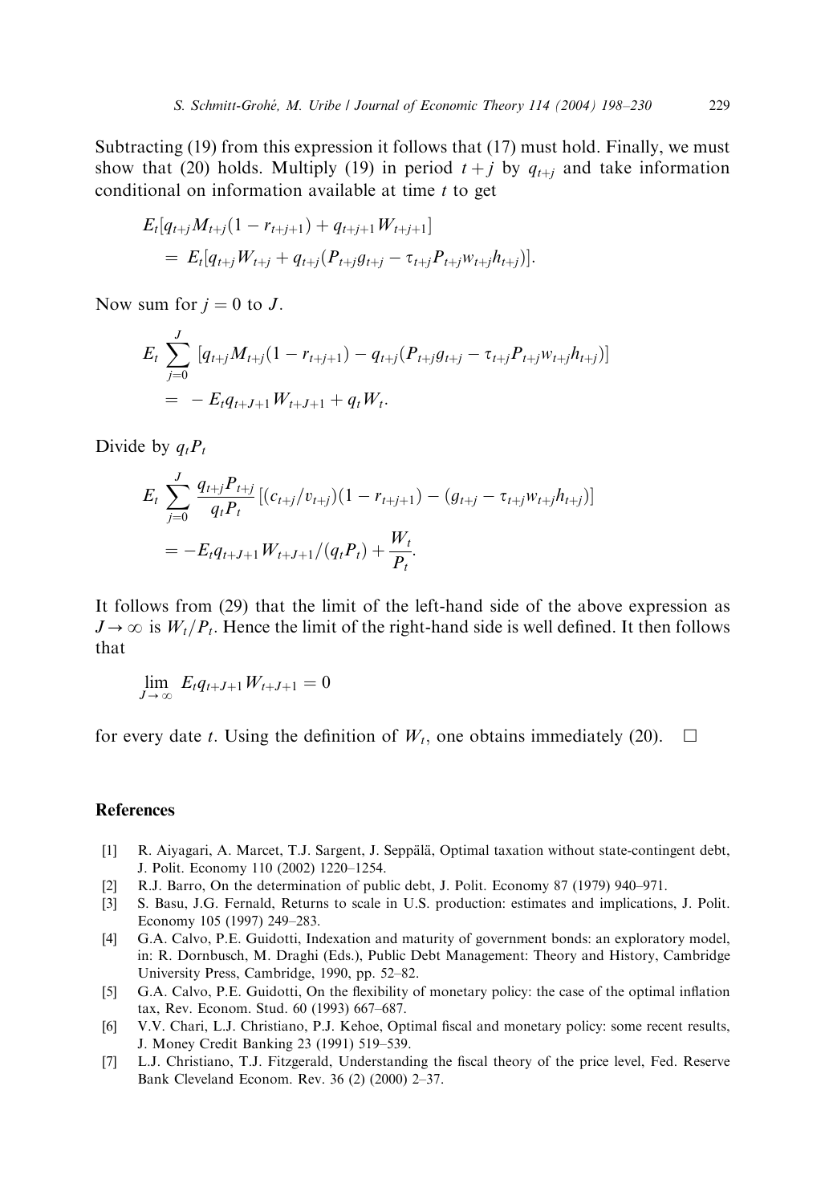Subtracting (19) from this expression it follows that (17) must hold. Finally, we must show that (20) holds. Multiply (19) in period $t+j$ by $q_{t+j}$ and take information conditional on information available at time $t$ to get

$$
\begin{aligned}
& E_t[q_{t+j}M_{t+j}(1-r_{t+j+1}) + q_{t+j+1}W_{t+j+1}] \\
& \quad = E_t[q_{t+j}W_{t+j} + q_{t+j}(P_{t+j}g_{t+j} - \tau_{t+j}P_{t+j}w_{t+j}h_{t+j})].
\end{aligned}
$$

Now sum for $j=0$ to $J$.

$$
\begin{aligned}
& E_t \sum_{j=0}^{J} [q_{t+j}M_{t+j}(1-r_{t+j+1}) - q_{t+j}(P_{t+j}g_{t+j} - \tau_{t+j}P_{t+j}w_{t+j}h_{t+j})] \\
& \quad = -E_t q_{t+J+1}W_{t+J+1} + q_t W_t.
\end{aligned}
$$

Divide by $q_t P_t$

$$
\begin{aligned}
& E_t \sum_{j=0}^{J} \frac{q_{t+j}P_{t+j}}{q_t P_t}[(c_{t+j}/v_{t+j})(1-r_{t+j+1}) - (g_{t+j} - \tau_{t+j}w_{t+j}h_{t+j})] \\
& \quad = -E_t q_{t+J+1}W_{t+J+1}/(q_t P_t) + \frac{W_t}{P_t}.
\end{aligned}
$$

It follows from (29) that the limit of the left-hand side of the above expression as $J \to \infty$ is $W_t/P_t$. Hence the limit of the right-hand side is well defined. It then follows that

$$
\lim_{J \to \infty} E_t q_{t+J+1} W_{t+J+1} = 0
$$

for every date $t$. Using the definition of $W_t$, one obtains immediately (20). $\square$

## References

[1] R. Aiyagari, A. Marcet, T.J. Sargent, J. Seppälä, Optimal taxation without state-contingent debt, J. Polit. Economy 110 (2002) 1220–1254.

[2] R.J. Barro, On the determination of public debt, J. Polit. Economy 87 (1979) 940–971.

[3] S. Basu, J.G. Fernald, Returns to scale in U.S. production: estimates and implications, J. Polit. Economy 105 (1997) 249–283.

[4] G.A. Calvo, P.E. Guidotti, Indexation and maturity of government bonds: an exploratory model, in: R. Dornbusch, M. Draghi (Eds.), Public Debt Management: Theory and History, Cambridge University Press, Cambridge, 1990, pp. 52–82.

[5] G.A. Calvo, P.E. Guidotti, On the flexibility of monetary policy: the case of the optimal inflation tax, Rev. Econom. Stud. 60 (1993) 667–687.

[6] V.V. Chari, L.J. Christiano, P.J. Kehoe, Optimal fiscal and monetary policy: some recent results, J. Money Credit Banking 23 (1991) 519–539.

[7] L.J. Christiano, T.J. Fitzgerald, Understanding the fiscal theory of the price level, Fed. Reserve Bank Cleveland Econom. Rev. 36 (2) (2000) 2–37.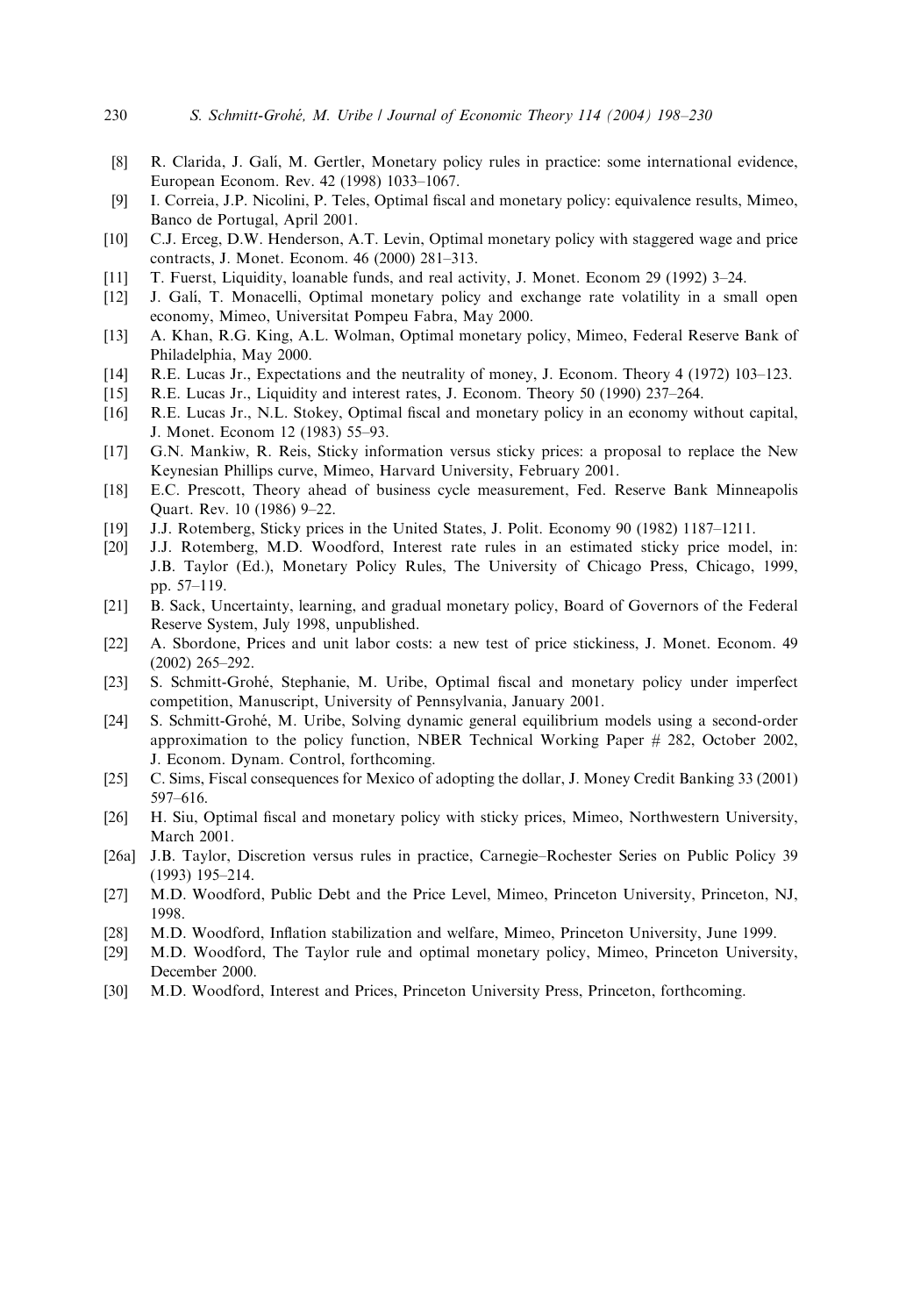[8] R. Clarida, J. Galí, M. Gertler, Monetary policy rules in practice: some international evidence, European Econom. Rev. 42 (1998) 1033–1067.

[9] I. Correia, J.P. Nicolini, P. Teles, Optimal fiscal and monetary policy: equivalence results, Mimeo, Banco de Portugal, April 2001.

[10] C.J. Erceg, D.W. Henderson, A.T. Levin, Optimal monetary policy with staggered wage and price contracts, J. Monet. Econom. 46 (2000) 281–313.

[11] T. Fuerst, Liquidity, loanable funds, and real activity, J. Monet. Econom 29 (1992) 3–24.

[12] J. Galí, T. Monacelli, Optimal monetary policy and exchange rate volatility in a small open economy, Mimeo, Universitat Pompeu Fabra, May 2000.

[13] A. Khan, R.G. King, A.L. Wolman, Optimal monetary policy, Mimeo, Federal Reserve Bank of Philadelphia, May 2000.

[14] R.E. Lucas Jr., Expectations and the neutrality of money, J. Econom. Theory 4 (1972) 103–123.

[15] R.E. Lucas Jr., Liquidity and interest rates, J. Econom. Theory 50 (1990) 237–264.

[16] R.E. Lucas Jr., N.L. Stokey, Optimal fiscal and monetary policy in an economy without capital, J. Monet. Econom 12 (1983) 55–93.

[17] G.N. Mankiw, R. Reis, Sticky information versus sticky prices: a proposal to replace the New Keynesian Phillips curve, Mimeo, Harvard University, February 2001.

[18] E.C. Prescott, Theory ahead of business cycle measurement, Fed. Reserve Bank Minneapolis Quart. Rev. 10 (1986) 9–22.

[19] J.J. Rotemberg, Sticky prices in the United States, J. Polit. Economy 90 (1982) 1187–1211.

[20] J.J. Rotemberg, M.D. Woodford, Interest rate rules in an estimated sticky price model, in: J.B. Taylor (Ed.), Monetary Policy Rules, The University of Chicago Press, Chicago, 1999, pp. 57–119.

[21] B. Sack, Uncertainty, learning, and gradual monetary policy, Board of Governors of the Federal Reserve System, July 1998, unpublished.

[22] A. Sbordone, Prices and unit labor costs: a new test of price stickiness, J. Monet. Econom. 49 (2002) 265–292.

[23] S. Schmitt-Grohé, Stephanie, M. Uribe, Optimal fiscal and monetary policy under imperfect competition, Manuscript, University of Pennsylvania, January 2001.

[24] S. Schmitt-Grohé, M. Uribe, Solving dynamic general equilibrium models using a second-order approximation to the policy function, NBER Technical Working Paper # 282, October 2002, J. Econom. Dynam. Control, forthcoming.

[25] C. Sims, Fiscal consequences for Mexico of adopting the dollar, J. Money Credit Banking 33 (2001) 597–616.

[26] H. Siu, Optimal fiscal and monetary policy with sticky prices, Mimeo, Northwestern University, March 2001.

[26a] J.B. Taylor, Discretion versus rules in practice, Carnegie–Rochester Series on Public Policy 39 (1993) 195–214.

[27] M.D. Woodford, Public Debt and the Price Level, Mimeo, Princeton University, Princeton, NJ, 1998.

[28] M.D. Woodford, Inflation stabilization and welfare, Mimeo, Princeton University, June 1999.

[29] M.D. Woodford, The Taylor rule and optimal monetary policy, Mimeo, Princeton University, December 2000.

[30] M.D. Woodford, Interest and Prices, Princeton University Press, Princeton, forthcoming.